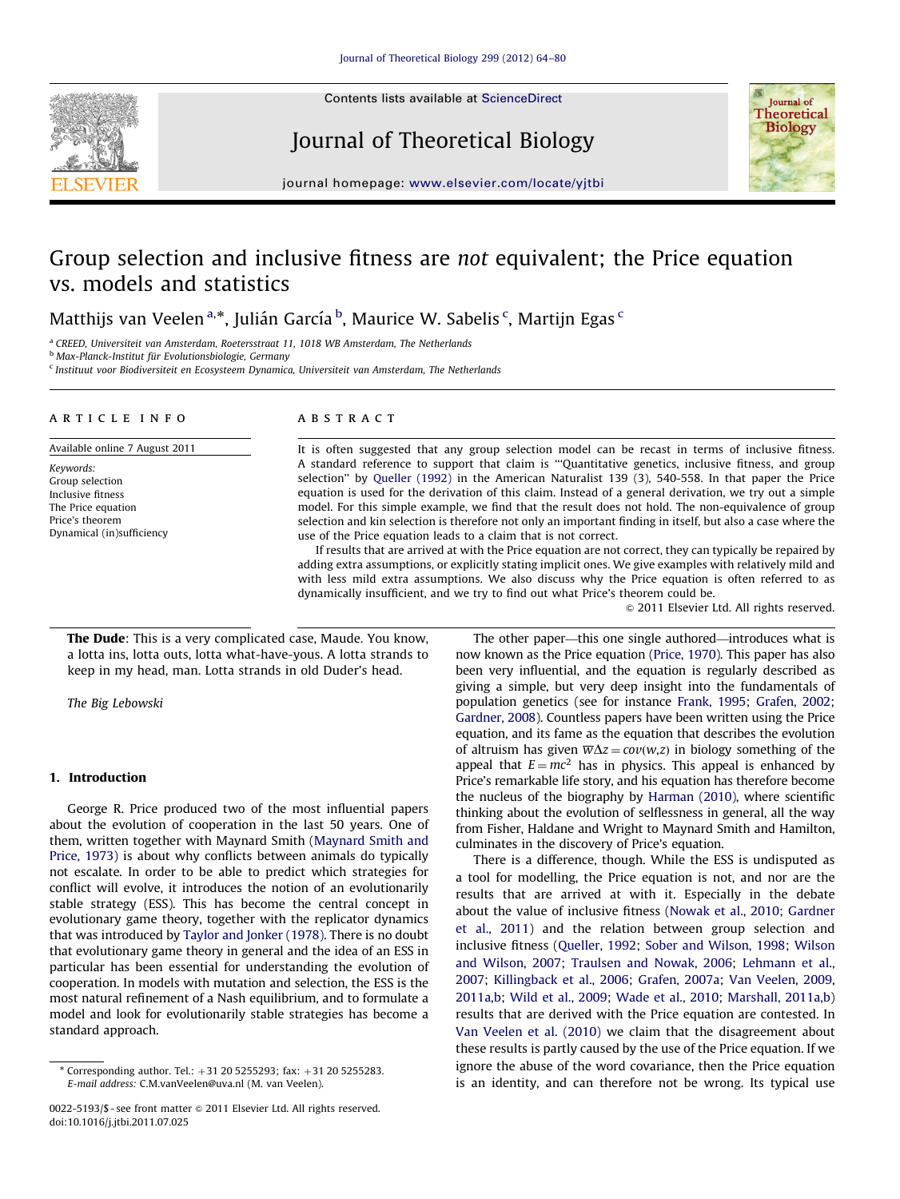# Group selection and inclusive fitness are *not* equivalent; the Price equation vs. models and statistics

Matthijs van Veelen [a,*], Julián García [b], Maurice W. Sabelis [c], Martijn Egas [c]

[a] CREED, Universiteit van Amsterdam, Roetersstraat 11, 1018 WB Amsterdam, The Netherlands
[b] Max-Planck-Institut für Evolutionsbiologie, Germany
[c] Instituut voor Biodiversiteit en Ecosysteem Dynamica, Universiteit van Amsterdam, The Netherlands

## ARTICLE INFO

Available online 7 August 2011

*Keywords:*
Group selection
Inclusive fitness
The Price equation
Price's theorem
Dynamical (in)sufficiency

## ABSTRACT

It is often suggested that any group selection model can be recast in terms of inclusive fitness. A standard reference to support that claim is "'Quantitative genetics, inclusive fitness, and group selection" by Queller (1992) in the American Naturalist 139 (3), 540-558. In that paper the Price equation is used for the derivation of this claim. Instead of a general derivation, we try out a simple model. For this simple example, we find that the result does not hold. The non-equivalence of group selection and kin selection is therefore not only an important finding in itself, but also a case where the use of the Price equation leads to a claim that is not correct.

If results that are arrived at with the Price equation are not correct, they can typically be repaired by adding extra assumptions, or explicitly stating implicit ones. We give examples with relatively mild and with less mild extra assumptions. We also discuss why the Price equation is often referred to as dynamically insufficient, and we try to find out what Price's theorem could be.

© 2011 Elsevier Ltd. All rights reserved.

**The Dude**: This is a very complicated case, Maude. You know, a lotta ins, lotta outs, lotta what-have-yous. A lotta strands to keep in my head, man. Lotta strands in old Duder's head.

*The Big Lebowski*

## 1. Introduction

George R. Price produced two of the most influential papers about the evolution of cooperation in the last 50 years. One of them, written together with Maynard Smith (Maynard Smith and Price, 1973) is about why conflicts between animals do typically not escalate. In order to be able to predict which strategies for conflict will evolve, it introduces the notion of an evolutionarily stable strategy (ESS). This has become the central concept in evolutionary game theory, together with the replicator dynamics that was introduced by Taylor and Jonker (1978). There is no doubt that evolutionary game theory in general and the idea of an ESS in particular has been essential for understanding the evolution of cooperation. In models with mutation and selection, the ESS is the most natural refinement of a Nash equilibrium, and to formulate a model and look for evolutionarily stable strategies has become a standard approach.

The other paper—this one single authored—introduces what is now known as the Price equation (Price, 1970). This paper has also been very influential, and the equation is regularly described as giving a simple, but very deep insight into the fundamentals of population genetics (see for instance Frank, 1995; Grafen, 2002; Gardner, 2008). Countless papers have been written using the Price equation, and its fame as the equation that describes the evolution of altruism $\overline{w}\Delta z = cov(w,z)$ in biology something of the appeal that $E = mc^2$ has in physics. This appeal is enhanced by Price's remarkable life story, and his equation has therefore become the nucleus of the biography by Harman (2010), where scientific thinking about the evolution of selflessness in general, all the way from Fisher, Haldane and Wright to Maynard Smith and Hamilton, culminates in the discovery of Price's equation.

There is a difference, though. While the ESS is undisputed as a tool for modelling, the Price equation is not, and nor are the results that are arrived at with it. Especially in the debate about the value of inclusive fitness (Nowak et al., 2010; Gardner et al., 2011) and the relation between group selection and inclusive fitness (Queller, 1992; Sober and Wilson, 1998; Wilson and Wilson, 2007; Traulsen and Nowak, 2006; Lehmann et al., 2007; Killingback et al., 2006; Grafen, 2007a; Van Veelen, 2009, 2011a,b; Wild et al., 2009; Wade et al., 2010; Marshall, 2011a,b) results that are derived with the Price equation are contested. In Van Veelen et al. (2010) we claim that the disagreement about these results is partly caused by the use of the Price equation. If we ignore the abuse of the word covariance, then the Price equation is an identity, and can therefore not be wrong. Its typical use

\* Corresponding author. Tel.: +31 20 5255293; fax: +31 20 5255283.
*E-mail address:* C.M.vanVeelen@uva.nl (M. van Veelen).

0022-5193/$ - see front matter © 2011 Elsevier Ltd. All rights reserved.
doi:10.1016/j.jtbi.2011.07.025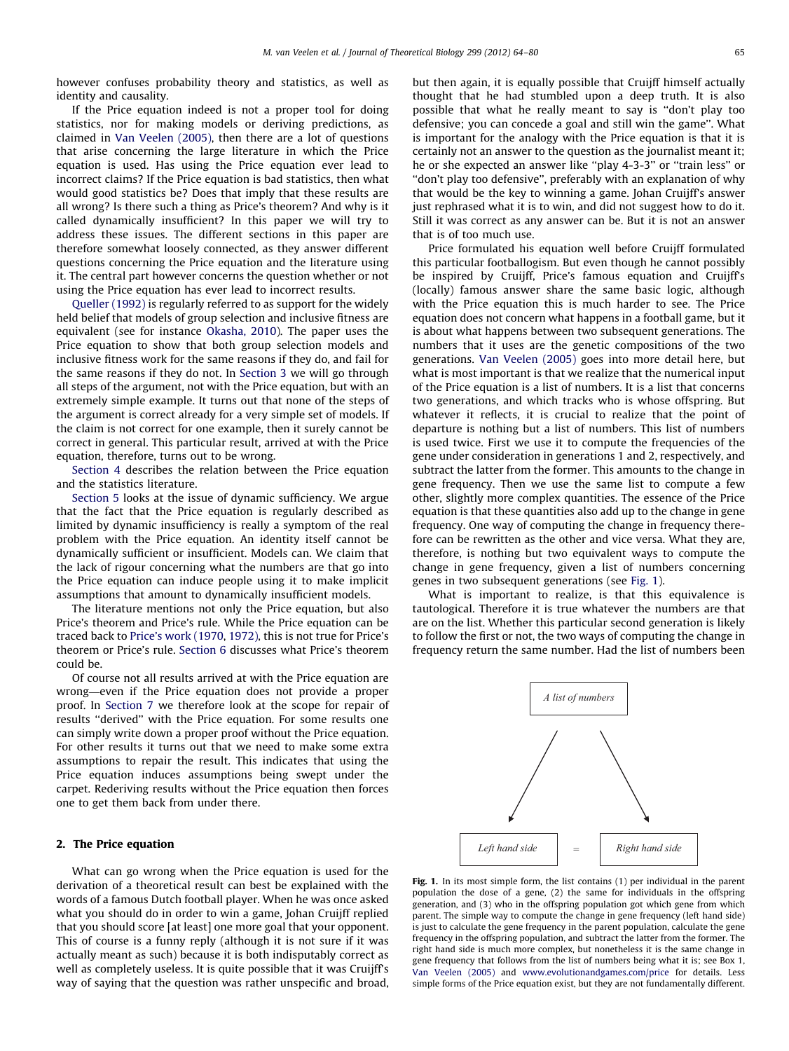however confuses probability theory and statistics, as well as identity and causality.

If the Price equation indeed is not a proper tool for doing statistics, nor for making models or deriving predictions, as claimed in Van Veelen (2005), then there are a lot of questions that arise concerning the large literature in which the Price equation is used. Has using the Price equation ever lead to incorrect claims? If the Price equation is bad statistics, then what would good statistics be? Does that imply that these results are all wrong? Is there such a thing as Price's theorem? And why is it called dynamically insufficient? In this paper we will try to address these issues. The different sections in this paper are therefore somewhat loosely connected, as they answer different questions concerning the Price equation and the literature using it. The central part however concerns the question whether or not using the Price equation has ever lead to incorrect results.

Queller (1992) is regularly referred to as support for the widely held belief that models of group selection and inclusive fitness are equivalent (see for instance Okasha, 2010). The paper uses the Price equation to show that both group selection models and inclusive fitness work for the same reasons if they do, and fail for the same reasons if they do not. In Section 3 we will go through all steps of the argument, not with the Price equation, but with an extremely simple example. It turns out that none of the steps of the argument is correct already for a very simple set of models. If the claim is not correct for one example, then it surely cannot be correct in general. This particular result, arrived at with the Price equation, therefore, turns out to be wrong.

Section 4 describes the relation between the Price equation and the statistics literature.

Section 5 looks at the issue of dynamic sufficiency. We argue that the fact that the Price equation is regularly described as limited by dynamic insufficiency is really a symptom of the real problem with the Price equation. An identity itself cannot be dynamically sufficient or insufficient. Models can. We claim that the lack of rigour concerning what the numbers are that go into the Price equation can induce people using it to make implicit assumptions that amount to dynamically insufficient models.

The literature mentions not only the Price equation, but also Price's theorem and Price's rule. While the Price equation can be traced back to Price's work (1970, 1972), this is not true for Price's theorem or Price's rule. Section 6 discusses what Price's theorem could be.

Of course not all results arrived at with the Price equation are wrong—even if the Price equation does not provide a proper proof. In Section 7 we therefore look at the scope for repair of results "derived" with the Price equation. For some results one can simply write down a proper proof without the Price equation. For other results it turns out that we need to make some extra assumptions to repair the result. This indicates that using the Price equation induces assumptions being swept under the carpet. Rederiving results without the Price equation then forces one to get them back from under there.

## 2. The Price equation

What can go wrong when the Price equation is used for the derivation of a theoretical result can best be explained with the words of a famous Dutch football player. When he was once asked what you should do in order to win a game, Johan Cruijff replied that you should score [at least] one more goal that your opponent. This of course is a funny reply (although it is not sure if it was actually meant as such) because it is both indisputably correct as well as completely useless. It is quite possible that it was Cruijff's way of saying that the question was rather unspecific and broad, but then again, it is equally possible that Cruijff himself actually thought that he had stumbled upon a deep truth. It is also possible that what he really meant to say is "don't play too defensive; you can concede a goal and still win the game". What is important for the analogy with the Price equation is that it is certainly not an answer to the question as the journalist meant it; he or she expected an answer like "play 4-3-3" or "train less" or "don't play too defensive", preferably with an explanation of why that would be the key to winning a game. Johan Cruijff's answer just rephrased what it is to win, and did not suggest how to do it. Still it was correct as any answer can be. But it is not an answer that is of too much use.

Price formulated his equation well before Cruijff formulated this particular footballogism. But even though he cannot possibly be inspired by Cruijff, Price's famous equation and Cruijff's (locally) famous answer share the same basic logic, although with the Price equation this is much harder to see. The Price equation does not concern what happens in a football game, but it is about what happens between two subsequent generations. The numbers that it uses are the genetic compositions of the two generations. Van Veelen (2005) goes into more detail here, but what is most important is that we realize that the numerical input of the Price equation is a list of numbers. It is a list that concerns two generations, and which tracks who is whose offspring. But whatever it reflects, it is crucial to realize that the point of departure is nothing but a list of numbers. This list of numbers is used twice. First we use it to compute the frequencies of the gene under consideration in generations 1 and 2, respectively, and subtract the latter from the former. This amounts to the change in gene frequency. Then we use the same list to compute a few other, slightly more complex quantities. The essence of the Price equation is that these quantities also add up to the change in gene frequency. One way of computing the change in frequency therefore can be rewritten as the other and vice versa. What they are, therefore, is nothing but two equivalent ways to compute the change in gene frequency, given a list of numbers concerning genes in two subsequent generations (see Fig. 1).

What is important to realize, is that this equivalence is tautological. Therefore it is true whatever the numbers are that are on the list. Whether this particular second generation is likely to follow the first or not, the two ways of computing the change in frequency return the same number. Had the list of numbers been

A list of numbers

Left hand side = Right hand side

**Fig. 1.** In its most simple form, the list contains (1) per individual in the parent population the dose of a gene, (2) the same for individuals in the offspring generation, and (3) who in the offspring population got which gene from which parent. The simple way to compute the change in gene frequency (left hand side) is just to calculate the gene frequency in the parent population, calculate the gene frequency in the offspring population, and subtract the latter from the former. The right hand side is much more complex, but nonetheless it is the same change in gene frequency that follows from the list of numbers being what it is; see Box 1, Van Veelen (2005) and www.evolutionandgames.com/price for details. Less simple forms of the Price equation exist, but they are not fundamentally different.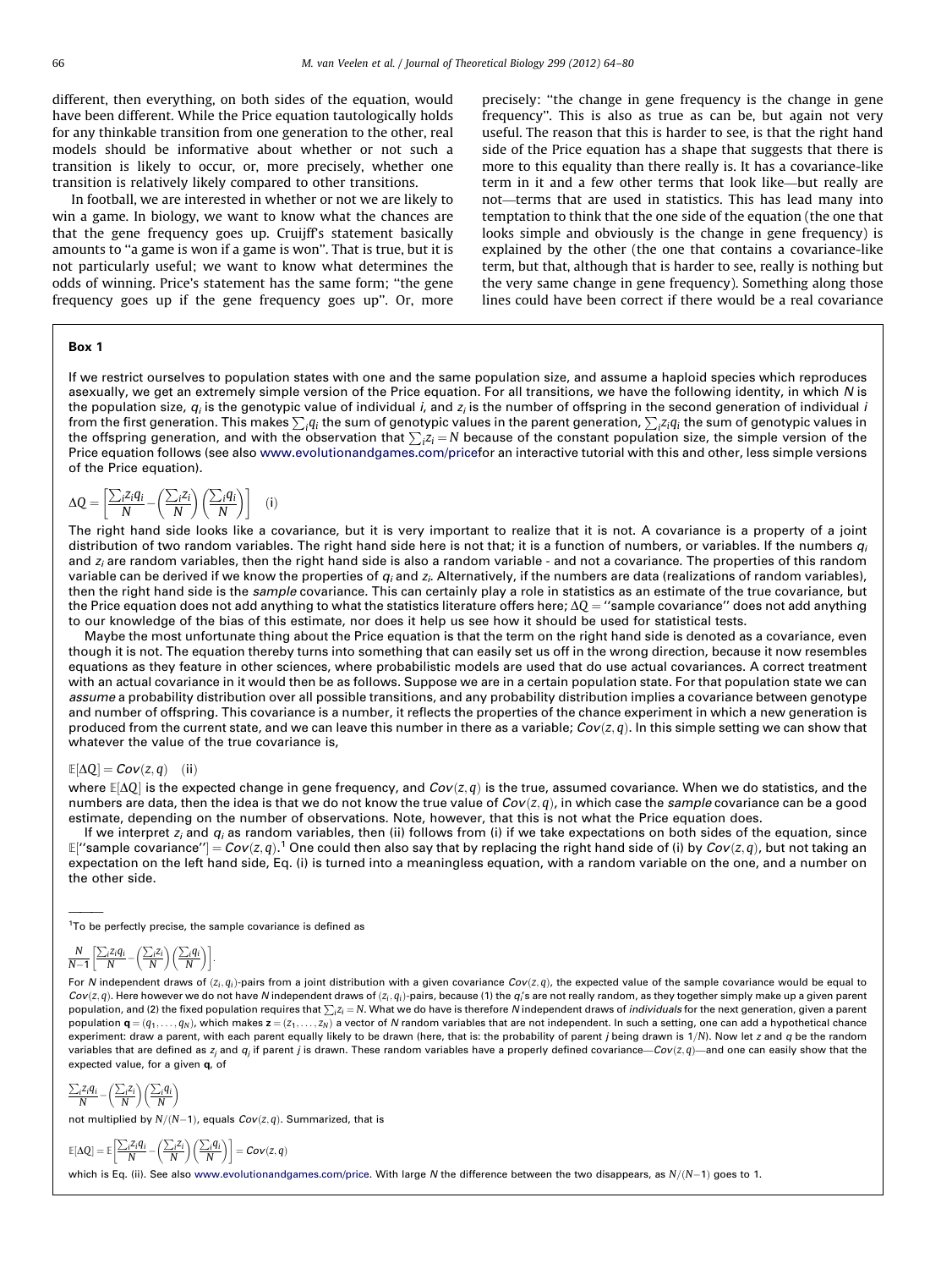different, then everything, on both sides of the equation, would have been different. While the Price equation tautologically holds for any thinkable transition from one generation to the other, real models should be informative about whether or not such a transition is likely to occur, or, more precisely, whether one transition is relatively likely compared to other transitions.

In football, we are interested in whether or not we are likely to win a game. In biology, we want to know what the chances are that the gene frequency goes up. Cruijff's statement basically amounts to "a game is won if a game is won". That is true, but it is not particularly useful; we want to know what determines the odds of winning. Price's statement has the same form; "the gene frequency goes up if the gene frequency goes up". Or, more precisely: "the change in gene frequency is the change in gene frequency". This is also as true as can be, but again not very useful. The reason that this is harder to see, is that the right hand side of the Price equation has a shape that suggests that there is more to this equality than there really is. It has a covariance-like term in it and a few other terms that look like—but really are not—terms that are used in statistics. This has lead many into temptation to think that the one side of the equation (the one that looks simple and obviously is the change in gene frequency) is explained by the other (the one that contains a covariance-like term, but that, although that is harder to see, really is nothing but the very same change in gene frequency). Something along those lines could have been correct if there would be a real covariance

**Box 1**

If we restrict ourselves to population states with one and the same population size, and assume a haploid species which reproduces asexually, we get an extremely simple version of the Price equation. For all transitions, we have the following identity, in which $N$ is the population size, $q_i$ is the genotypic value of individual $i$, and $z_i$ is the number of offspring in the second generation of individual $i$ from the first generation. This makes $\sum_i q_i$ the sum of genotypic values in the parent generation, $\sum_i z_i q_i$ the sum of genotypic values in the offspring generation, and with the observation that $\sum_i z_i = N$ because of the constant population size, the simple version of the Price equation follows (see also www.evolutionandgames.com/pricefor an interactive tutorial with this and other, less simple versions of the Price equation).

$$\Delta Q = \left[\frac{\sum_i z_i q_i}{N} - \left(\frac{\sum_i z_i}{N}\right)\left(\frac{\sum_i q_i}{N}\right)\right] \quad \text{(i)}$$

The right hand side looks like a covariance, but it is very important to realize that it is not. A covariance is a property of a joint distribution of two random variables. The right hand side here is not that; it is a function of numbers, or variables. If the numbers $q_i$ and $z_i$ are random variables, then the right hand side is also a random variable - and not a covariance. The properties of this random variable can be derived if we know the properties of $q_i$ and $z_i$. Alternatively, if the numbers are data (realizations of random variables), then the right hand side is the *sample* covariance. This can certainly play a role in statistics as an estimate of the true covariance, but the Price equation does not add anything to what the statistics literature offers here; $\Delta Q =$ "sample covariance" does not add anything to our knowledge of the bias of this estimate, nor does it help us see how it should be used for statistical tests.

Maybe the most unfortunate thing about the Price equation is that the term on the right hand side is denoted as a covariance, even though it is not. The equation thereby turns into something that can easily set us off in the wrong direction, because it now resembles equations as they feature in other sciences, where probabilistic models are used that do use actual covariances. A correct treatment with an actual covariance in it would then be as follows. Suppose we are in a certain population state. For that population state we can *assume* a probability distribution over all possible transitions, and any probability distribution implies a covariance between genotype and number of offspring. This covariance is a number, it reflects the properties of the chance experiment in which a new generation is produced from the current state, and we can leave this number in there as a variable; $Cov(z,q)$. In this simple setting we can show that whatever the value of the true covariance is,

$$\mathbb{E}[\Delta Q] = Cov(z,q) \quad \text{(ii)}$$

where $\mathbb{E}[\Delta Q]$ is the expected change in gene frequency, and $Cov(z,q)$ is the true, assumed covariance. When we do statistics, and the numbers are data, then the idea is that we do not know the true value of $Cov(z,q)$, in which case the *sample* covariance can be a good estimate, depending on the number of observations. Note, however, that this is not what the Price equation does.

If we interpret $z_i$ and $q_i$ as random variables, then (ii) follows from (i) if we take expectations on both sides of the equation, since $\mathbb{E}[$"sample covariance"$] = Cov(z,q)$.[1] One could then also say that by replacing the right hand side of (i) by $Cov(z,q)$, but not taking an expectation on the left hand side, Eq. (i) is turned into a meaningless equation, with a random variable on the one, and a number on the other side.

---

[1]To be perfectly precise, the sample covariance is defined as

$$\frac{N}{N-1}\left[\frac{\sum_i z_i q_i}{N} - \left(\frac{\sum_i z_i}{N}\right)\left(\frac{\sum_i q_i}{N}\right)\right].$$

For $N$ independent draws of $(z_i, q_i)$-pairs from a joint distribution with a given covariance $Cov(z,q)$, the expected value of the sample covariance would be equal to $Cov(z,q)$. Here however we do not have $N$ independent draws of $(z_i, q_i)$-pairs, because (1) the $q_i$'s are not really random, as they together simply make up a given parent population, and (2) the fixed population requires that $\sum_i z_i = N$. What we do have is therefore $N$ independent draws of *individuals* for the next generation, given a parent population $\mathbf{q} = (q_1, \ldots, q_N)$, which makes $\mathbf{z} = (z_1, \ldots, z_N)$ a vector of $N$ random variables that are not independent. In such a setting, one can add a hypothetical chance experiment: draw a parent, with each parent equally likely to be drawn (here, that is: the probability of parent $j$ being drawn is $1/N$). Now let $z$ and $q$ be the random variables that are defined as $z_j$ and $q_j$ if parent $j$ is drawn. These random variables have a properly defined covariance—$Cov(z,q)$—and one can easily show that the expected value, for a given $\mathbf{q}$, of

$$\frac{\sum_i z_i q_i}{N} - \left(\frac{\sum_i z_i}{N}\right)\left(\frac{\sum_i q_i}{N}\right)$$

not multiplied by $N/(N-1)$, equals $Cov(z,q)$. Summarized, that is

$$\mathbb{E}[\Delta Q] = \mathbb{E}\left[\frac{\sum_i z_i q_i}{N} - \left(\frac{\sum_i z_i}{N}\right)\left(\frac{\sum_i q_i}{N}\right)\right] = Cov(z,q)$$

which is Eq. (ii). See also www.evolutionandgames.com/price. With large $N$ the difference between the two disappears, as $N/(N-1)$ goes to 1.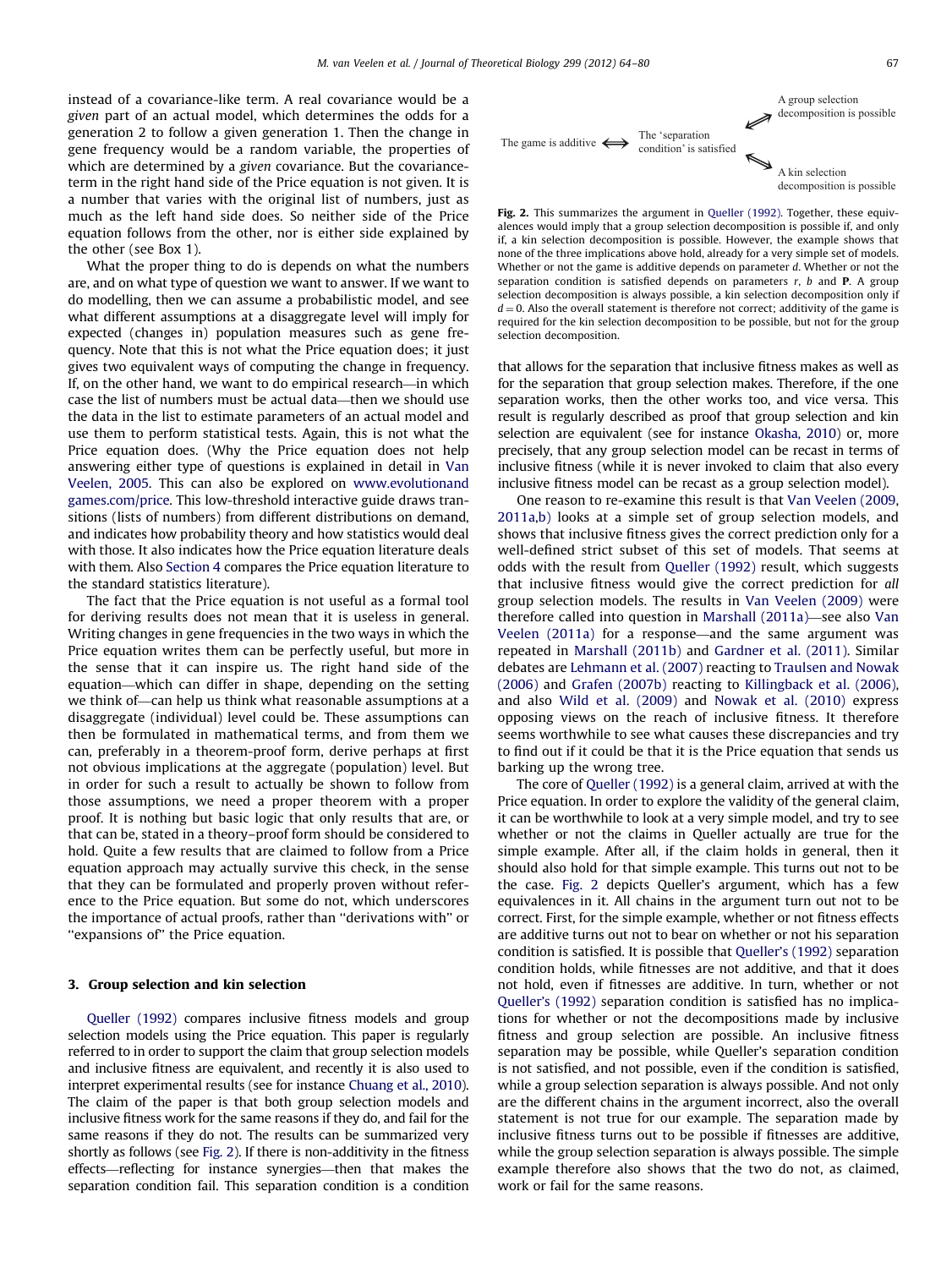instead of a covariance-like term. A real covariance would be a *given* part of an actual model, which determines the odds for a generation 2 to follow a given generation 1. Then the change in gene frequency would be a random variable, the properties of which are determined by a *given* covariance. But the covariance-term in the right hand side of the Price equation is not given. It is a number that varies with the original list of numbers, just as much as the left hand side does. So neither side of the Price equation follows from the other, nor is either side explained by the other (see Box 1).

What the proper thing to do is depends on what the numbers are, and on what type of question we want to answer. If we want to do modelling, then we can assume a probabilistic model, and see what different assumptions at a disaggregate level will imply for expected (changes in) population measures such as gene frequency. Note that this is not what the Price equation does; it just gives two equivalent ways of computing the change in frequency. If, on the other hand, we want to do empirical research—in which case the list of numbers must be actual data—then we should use the data in the list to estimate parameters of an actual model and use them to perform statistical tests. Again, this is not what the Price equation does. (Why the Price equation does not help answering either type of questions is explained in detail in Van Veelen, 2005. This can also be explored on www.evolutionandgames.com/price. This low-threshold interactive guide draws transitions (lists of numbers) from different distributions on demand, and indicates how probability theory and how statistics would deal with those. It also indicates how the Price equation literature deals with them. Also Section 4 compares the Price equation literature to the standard statistics literature).

The fact that the Price equation is not useful as a formal tool for deriving results does not mean that it is useless in general. Writing changes in gene frequencies in the two ways in which the Price equation writes them can be perfectly useful, but more in the sense that it can inspire us. The right hand side of the equation—which can differ in shape, depending on the setting we think of—can help us think what reasonable assumptions at a disaggregate (individual) level could be. These assumptions can then be formulated in mathematical terms, and from them we can, preferably in a theorem-proof form, derive perhaps at first not obvious implications at the aggregate (population) level. But in order for such a result to actually be shown to follow from those assumptions, we need a proper theorem with a proper proof. It is nothing but basic logic that only results that are, or that can be, stated in a theory–proof form should be considered to hold. Quite a few results that are claimed to follow from a Price equation approach may actually survive this check, in the sense that they can be formulated and properly proven without reference to the Price equation. But some do not, which underscores the importance of actual proofs, rather than "derivations with" or "expansions of" the Price equation.

## 3. Group selection and kin selection

Queller (1992) compares inclusive fitness models and group selection models using the Price equation. This paper is regularly referred to in order to support the claim that group selection models and inclusive fitness are equivalent, and recently it is also used to interpret experimental results (see for instance Chuang et al., 2010). The claim of the paper is that both group selection models and inclusive fitness work for the same reasons if they do, and fail for the same reasons if they do not. The results can be summarized very shortly as follows (see Fig. 2). If there is non-additivity in the fitness effects—reflecting for instance synergies—then that makes the separation condition fail. This separation condition is a condition

The game is additive ⟺ The 'separation condition' is satisfied

A group selection decomposition is possible

A kin selection decomposition is possible

**Fig. 2.** This summarizes the argument in Queller (1992). Together, these equivalences would imply that a group selection decomposition is possible if, and only if, a kin selection decomposition is possible. However, the example shows that none of the three implications above hold, already for a very simple set of models. Whether or not the game is additive depends on parameter $d$. Whether or not the separation condition is satisfied depends on parameters $r$, $b$ and $\mathbf{P}$. A group selection decomposition is always possible, a kin selection decomposition only if $d=0$. Also the overall statement is therefore not correct; additivity of the game is required for the kin selection decomposition to be possible, but not for the group selection decomposition.

that allows for the separation that inclusive fitness makes as well as for the separation that group selection makes. Therefore, if the one separation works, then the other works too, and vice versa. This result is regularly described as proof that group selection and kin selection are equivalent (see for instance Okasha, 2010) or, more precisely, that any group selection model can be recast in terms of inclusive fitness (while it is never invoked to claim that also every inclusive fitness model can be recast as a group selection model).

One reason to re-examine this result is that Van Veelen (2009, 2011a,b) looks at a simple set of group selection models, and shows that inclusive fitness gives the correct prediction only for a well-defined strict subset of this set of models. That seems at odds with the result from Queller (1992) result, which suggests that inclusive fitness would give the correct prediction for *all* group selection models. The results in Van Veelen (2009) were therefore called into question in Marshall (2011a)—see also Van Veelen (2011a) for a response—and the same argument was repeated in Marshall (2011b) and Gardner et al. (2011). Similar debates are Lehmann et al. (2007) reacting to Traulsen and Nowak (2006) and Grafen (2007b) reacting to Killingback et al. (2006), and also Wild et al. (2009) and Nowak et al. (2010) express opposing views on the reach of inclusive fitness. It therefore seems worthwhile to see what causes these discrepancies and try to find out if it could be that it is the Price equation that sends us barking up the wrong tree.

The core of Queller (1992) is a general claim, arrived at with the Price equation. In order to explore the validity of the general claim, it can be worthwhile to look at a very simple model, and try to see whether or not the claims in Queller actually are true for the simple example. After all, if the claim holds in general, then it should also hold for that simple example. This turns out not to be the case. Fig. 2 depicts Queller's argument, which has a few equivalences in it. All chains in the argument turn out not to be correct. First, for the simple example, whether or not fitness effects are additive turns out not to bear on whether or not his separation condition is satisfied. It is possible that Queller's (1992) separation condition holds, while fitnesses are not additive, and that it does not hold, even if fitnesses are additive. In turn, whether or not Queller's (1992) separation condition is satisfied has no implications for whether or not the decompositions made by inclusive fitness and group selection are possible. An inclusive fitness separation may be possible, while Queller's separation condition is not satisfied, and not possible, even if the condition is satisfied, while a group selection separation is always possible. And not only are the different chains in the argument incorrect, also the overall statement is not true for our example. The separation made by inclusive fitness turns out to be possible if fitnesses are additive, while the group selection separation is always possible. The simple example therefore also shows that the two do not, as claimed, work or fail for the same reasons.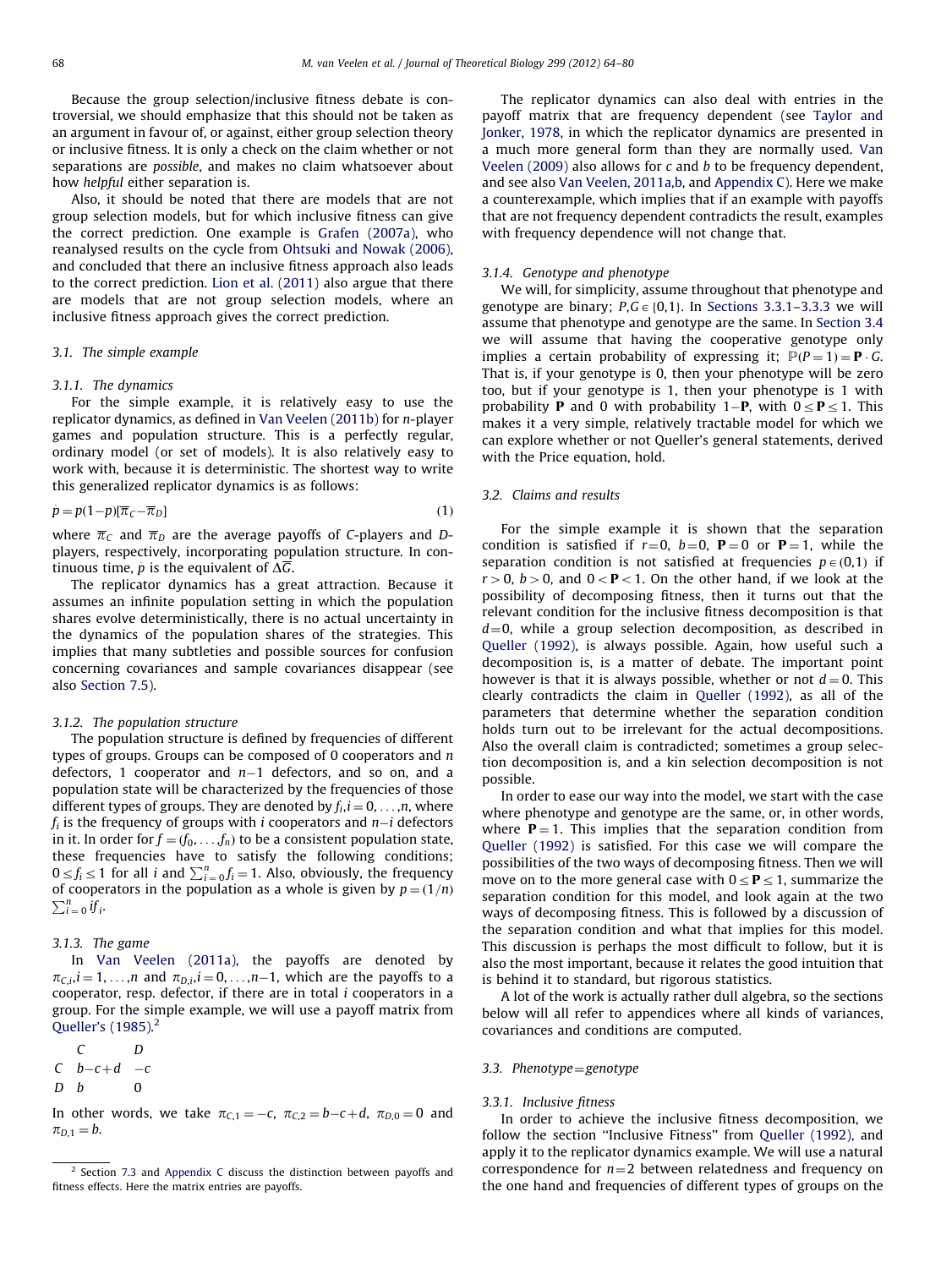Because the group selection/inclusive fitness debate is controversial, we should emphasize that this should not be taken as an argument in favour of, or against, either group selection theory or inclusive fitness. It is only a check on the claim whether or not separations are *possible*, and makes no claim whatsoever about how *helpful* either separation is.

Also, it should be noted that there are models that are not group selection models, but for which inclusive fitness can give the correct prediction. One example is Grafen (2007a), who reanalysed results on the cycle from Ohtsuki and Nowak (2006), and concluded that there an inclusive fitness approach also leads to the correct prediction. Lion et al. (2011) also argue that there are models that are not group selection models, where an inclusive fitness approach gives the correct prediction.

## 3.1. The simple example

### 3.1.1. The dynamics

For the simple example, it is relatively easy to use the replicator dynamics, as defined in Van Veelen (2011b) for $n$-player games and population structure. This is a perfectly regular, ordinary model (or set of models). It is also relatively easy to work with, because it is deterministic. The shortest way to write this generalized replicator dynamics is as follows:

$$\dot{p} = p(1-p)[\overline{\pi}_C - \overline{\pi}_D] \tag{1}$$

where $\overline{\pi}_C$ and $\overline{\pi}_D$ are the average payoffs of $C$-players and $D$-players, respectively, incorporating population structure. In continuous time, $\dot{p}$ is the equivalent of $\Delta\overline{G}$.

The replicator dynamics has a great attraction. Because it assumes an infinite population setting in which the population shares evolve deterministically, there is no actual uncertainty in the dynamics of the population shares of the strategies. This implies that many subtleties and possible sources for confusion concerning covariances and sample covariances disappear (see also Section 7.5).

### 3.1.2. The population structure

The population structure is defined by frequencies of different types of groups. Groups can be composed of 0 cooperators and $n$ defectors, 1 cooperator and $n-1$ defectors, and so on, and a population state will be characterized by the frequencies of those different types of groups. They are denoted by $f_i, i = 0, \ldots, n$, where $f_i$ is the frequency of groups with $i$ cooperators and $n-i$ defectors in it. In order for $f = (f_0, \ldots, f_n)$ to be a consistent population state, these frequencies have to satisfy the following conditions; $0 \leq f_i \leq 1$ for all $i$ and $\sum_{i=0}^{n} f_i = 1$. Also, obviously, the frequency of cooperators in the population as a whole is given by $p = (1/n) \sum_{i=0}^{n} i f_i$.

### 3.1.3. The game

In Van Veelen (2011a), the payoffs are denoted by $\pi_{C,i}, i = 1, \ldots, n$ and $\pi_{D,i}, i = 0, \ldots, n-1$, which are the payoffs to a cooperator, resp. defector, if there are in total $i$ cooperators in a group. For the simple example, we will use a payoff matrix from Queller's (1985).[2]

| | $C$ | $D$ |
|---|---|---|
| $C$ | $b-c+d$ | $-c$ |
| $D$ | $b$ | $0$ |

In other words, we take $\pi_{C,1} = -c$, $\pi_{C,2} = b-c+d$, $\pi_{D,0} = 0$ and $\pi_{D,1} = b$.

[2] Section 7.3 and Appendix C discuss the distinction between payoffs and fitness effects. Here the matrix entries are payoffs.

The replicator dynamics can also deal with entries in the payoff matrix that are frequency dependent (see Taylor and Jonker, 1978, in which the replicator dynamics are presented in a much more general form than they are normally used. Van Veelen (2009) also allows for $c$ and $b$ to be frequency dependent, and see also Van Veelen, 2011a,b, and Appendix C). Here we make a counterexample, which implies that if an example with payoffs that are not frequency dependent contradicts the result, examples with frequency dependence will not change that.

### 3.1.4. Genotype and phenotype

We will, for simplicity, assume throughout that phenotype and genotype are binary; $P, G \in \{0,1\}$. In Sections 3.3.1–3.3.3 we will assume that phenotype and genotype are the same. In Section 3.4 we will assume that having the cooperative genotype only implies a certain probability of expressing it; $\mathbb{P}(P=1) = \mathbf{P} \cdot G$. That is, if your genotype is 0, then your phenotype will be zero too, but if your genotype is 1, then your phenotype is 1 with probability $\mathbf{P}$ and 0 with probability $1-\mathbf{P}$, with $0 \leq \mathbf{P} \leq 1$. This makes it a very simple, relatively tractable model for which we can explore whether or not Queller's general statements, derived with the Price equation, hold.

## 3.2. Claims and results

For the simple example it is shown that the separation condition is satisfied if $r=0$, $b=0$, $\mathbf{P}=0$ or $\mathbf{P}=1$, while the separation condition is not satisfied at frequencies $p \in (0,1)$ if $r>0$, $b>0$, and $0<\mathbf{P}<1$. On the other hand, if we look at the possibility of decomposing fitness, then it turns out that the relevant condition for the inclusive fitness decomposition is that $d=0$, while a group selection decomposition, as described in Queller (1992), is always possible. Again, how useful such a decomposition is, is a matter of debate. The important point however is that it is always possible, whether or not $d=0$. This clearly contradicts the claim in Queller (1992), as all of the parameters that determine whether the separation condition holds turn out to be irrelevant for the actual decompositions. Also the overall claim is contradicted; sometimes a group selection decomposition is, and a kin selection decomposition is not possible.

In order to ease our way into the model, we start with the case where phenotype and genotype are the same, or, in other words, where $\mathbf{P}=1$. This implies that the separation condition from Queller (1992) is satisfied. For this case we will compare the possibilities of the two ways of decomposing fitness. Then we will move on to the more general case with $0 \leq \mathbf{P} \leq 1$, summarize the separation condition for this model, and look again at the two ways of decomposing fitness. This is followed by a discussion of the separation condition and what that implies for this model. This discussion is perhaps the most difficult to follow, but it is also the most important, because it relates the good intuition that is behind it to standard, but rigorous statistics.

A lot of the work is actually rather dull algebra, so the sections below will all refer to appendices where all kinds of variances, covariances and conditions are computed.

## 3.3. Phenotype=genotype

### 3.3.1. Inclusive fitness

In order to achieve the inclusive fitness decomposition, we follow the section "Inclusive Fitness" from Queller (1992), and apply it to the replicator dynamics example. We will use a natural correspondence for $n=2$ between relatedness and frequency on the one hand and frequencies of different types of groups on the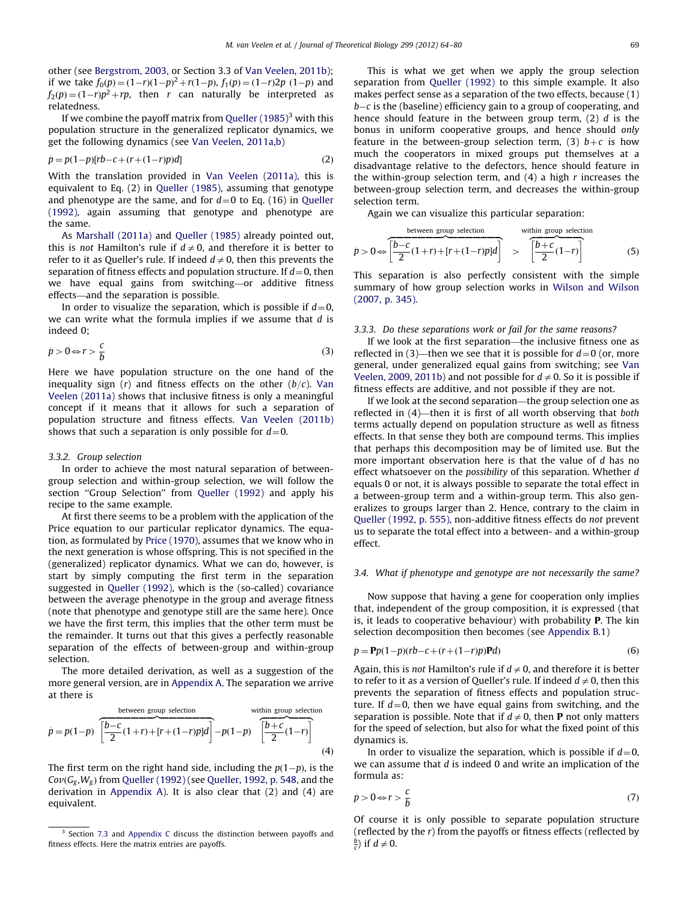other (see Bergstrom, 2003, or Section 3.3 of Van Veelen, 2011b); if we take $f_0(p)=(1-r)(1-p)^2+r(1-p)$, $f_1(p)=(1-r)2p\ (1-p)$ and $f_2(p)=(1-r)p^2+rp$, then $r$ can naturally be interpreted as relatedness.

If we combine the payoff matrix from Queller (1985)[3] with this population structure in the generalized replicator dynamics, we get the following dynamics (see Van Veelen, 2011a,b)

$$\dot{p}=p(1-p)[rb-c+(r+(1-r)p)d] \tag{2}$$

With the translation provided in Van Veelen (2011a), this is equivalent to Eq. (2) in Queller (1985), assuming that genotype and phenotype are the same, and for $d=0$ to Eq. (16) in Queller (1992), again assuming that genotype and phenotype are the same.

As Marshall (2011a) and Queller (1985) already pointed out, this is *not* Hamilton's rule if $d \neq 0$, and therefore it is better to refer to it as Queller's rule. If indeed $d \neq 0$, then this prevents the separation of fitness effects and population structure. If $d=0$, then we have equal gains from switching—or additive fitness effects—and the separation is possible.

In order to visualize the separation, which is possible if $d=0$, we can write what the formula implies if we assume that $d$ is indeed 0;

$$\dot{p}>0 \Leftrightarrow r>\frac{c}{b} \tag{3}$$

Here we have population structure on the one hand of the inequality sign ($r$) and fitness effects on the other ($b/c$). Van Veelen (2011a) shows that inclusive fitness is only a meaningful concept if it means that it allows for such a separation of population structure and fitness effects. Van Veelen (2011b) shows that such a separation is only possible for $d=0$.

### 3.3.2. Group selection

In order to achieve the most natural separation of between-group selection and within-group selection, we will follow the section "Group Selection" from Queller (1992) and apply his recipe to the same example.

At first there seems to be a problem with the application of the Price equation to our particular replicator dynamics. The equation, as formulated by Price (1970), assumes that we know who in the next generation is whose offspring. This is not specified in the (generalized) replicator dynamics. What we can do, however, is start by simply computing the first term in the separation suggested in Queller (1992), which is the (so-called) covariance between the average phenotype in the group and average fitness (note that phenotype and genotype still are the same here). Once we have the first term, this implies that the other term must be the remainder. It turns out that this gives a perfectly reasonable separation of the effects of between-group and within-group selection.

The more detailed derivation, as well as a suggestion of the more general version, are in Appendix A. The separation we arrive at there is

$$\dot{p}=p(1-p)\overbrace{\left[\frac{b-c}{2}(1+r)+[r+(1-r)p]d\right]}^{\text{between group selection}}-p(1-p)\overbrace{\left[\frac{b+c}{2}(1-r)\right]}^{\text{within group selection}} \tag{4}$$

The first term on the right hand side, including the $p(1-p)$, is the $Cov(G_g,W_g)$ from Queller (1992) (see Queller, 1992, p. 548, and the derivation in Appendix A). It is also clear that (2) and (4) are equivalent.

This is what we get when we apply the group selection separation from Queller (1992) to this simple example. It also makes perfect sense as a separation of the two effects, because (1) $b-c$ is the (baseline) efficiency gain to a group of cooperating, and hence should feature in the between group term, (2) $d$ is the bonus in uniform cooperative groups, and hence should *only* feature in the between-group selection term, (3) $b+c$ is how much the cooperators in mixed groups put themselves at a disadvantage relative to the defectors, hence should feature in the within-group selection term, and (4) a high $r$ increases the between-group selection term, and decreases the within-group selection term.

Again we can visualize this particular separation:

$$\dot{p}>0 \Leftrightarrow \overbrace{\left[\frac{b-c}{2}(1+r)+[r+(1-r)p]d\right]}^{\text{between group selection}} > \overbrace{\left[\frac{b+c}{2}(1-r)\right]}^{\text{within group selection}} \tag{5}$$

This separation is also perfectly consistent with the simple summary of how group selection works in Wilson and Wilson (2007, p. 345).

### 3.3.3. Do these separations work or fail for the same reasons?

If we look at the first separation—the inclusive fitness one as reflected in (3)—then we see that it is possible for $d=0$ (or, more general, under generalized equal gains from switching; see Van Veelen, 2009, 2011b) and not possible for $d \neq 0$. So it is possible if fitness effects are additive, and not possible if they are not.

If we look at the second separation—the group selection one as reflected in (4)—then it is first of all worth observing that *both* terms actually depend on population structure as well as fitness effects. In that sense they both are compound terms. This implies that perhaps this decomposition may be of limited use. But the more important observation here is that the value of $d$ has no effect whatsoever on the *possibility* of this separation. Whether $d$ equals 0 or not, it is always possible to separate the total effect in a between-group term and a within-group term. This also generalizes to groups larger than 2. Hence, contrary to the claim in Queller (1992, p. 555), non-additive fitness effects do *not* prevent us to separate the total effect into a between- and a within-group effect.

## 3.4. What if phenotype and genotype are not necessarily the same?

Now suppose that having a gene for cooperation only implies that, independent of the group composition, it is expressed (that is, it leads to cooperative behaviour) with probability $\mathbf{P}$. The kin selection decomposition then becomes (see Appendix B.1)

$$\dot{p}=\mathbf{P}p(1-p)(rb-c+(r+(1-r)p)\mathbf{P}d) \tag{6}$$

Again, this is *not* Hamilton's rule if $d \neq 0$, and therefore it is better to refer to it as a version of Queller's rule. If indeed $d \neq 0$, then this prevents the separation of fitness effects and population structure. If $d=0$, then we have equal gains from switching, and the separation is possible. Note that if $d \neq 0$, then $\mathbf{P}$ not only matters for the speed of selection, but also for what the fixed point of this dynamics is.

In order to visualize the separation, which is possible if $d=0$, we can assume that $d$ is indeed 0 and write an implication of the formula as:

$$\dot{p}>0 \Leftrightarrow r>\frac{c}{b} \tag{7}$$

Of course it is only possible to separate population structure (reflected by the $r$) from the payoffs or fitness effects (reflected by $\frac{b}{c}$) if $d \neq 0$.

[3] Section 7.3 and Appendix C discuss the distinction between payoffs and fitness effects. Here the matrix entries are payoffs.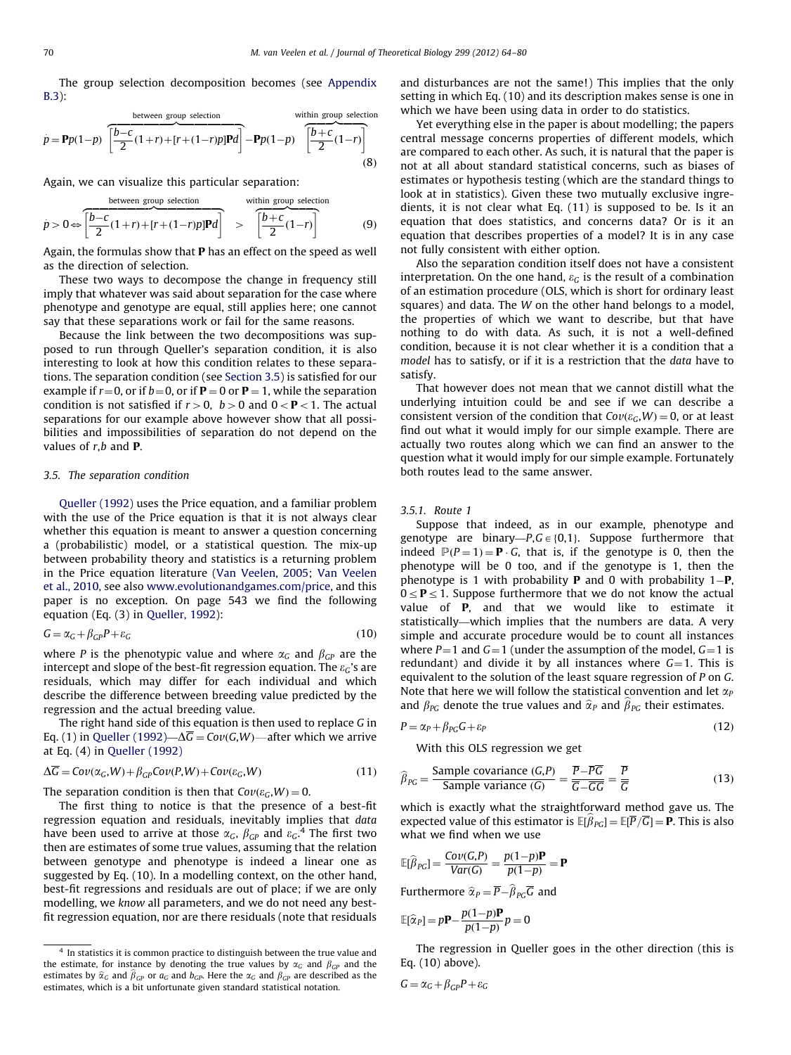The group selection decomposition becomes (see Appendix B.3):

$$\dot{p} = \mathbf{P}p(1-p)\overbrace{\left[\frac{b-c}{2}(1+r)+[r+(1-r)p]\mathbf{P}d\right]}^{\text{between group selection}} - \mathbf{P}p(1-p)\overbrace{\left[\frac{b+c}{2}(1-r)\right]}^{\text{within group selection}} \tag{8}$$

Again, we can visualize this particular separation:

$$\dot{p} > 0 \Leftrightarrow \overbrace{\left[\frac{b-c}{2}(1+r)+[r+(1-r)p]\mathbf{P}d\right]}^{\text{between group selection}} > \overbrace{\left[\frac{b+c}{2}(1-r)\right]}^{\text{within group selection}} \tag{9}$$

Again, the formulas show that $\mathbf{P}$ has an effect on the speed as well as the direction of selection.

These two ways to decompose the change in frequency still imply that whatever was said about separation for the case where phenotype and genotype are equal, still applies here; one cannot say that these separations work or fail for the same reasons.

Because the link between the two decompositions was supposed to run through Queller's separation condition, it is also interesting to look at how this condition relates to these separations. The separation condition (see Section 3.5) is satisfied for our example if $r=0$, or if $b=0$, or if $\mathbf{P}=0$ or $\mathbf{P}=1$, while the separation condition is not satisfied if $r>0$, $b>0$ and $0<\mathbf{P}<1$. The actual separations for our example above however show that all possibilities and impossibilities of separation do not depend on the values of $r$, $b$ and $\mathbf{P}$.

### 3.5. The separation condition

Queller (1992) uses the Price equation, and a familiar problem with the use of the Price equation is that it is not always clear whether this equation is meant to answer a question concerning a (probabilistic) model, or a statistical question. The mix-up between probability theory and statistics is a returning problem in the Price equation literature (Van Veelen, 2005; Van Veelen et al., 2010, see also www.evolutionandgames.com/price, and this paper is no exception. On page 543 we find the following equation (Eq. (3) in Queller, 1992):

$$G = \alpha_G + \beta_{GP}P + \varepsilon_G \tag{10}$$

where $P$ is the phenotypic value and where $\alpha_G$ and $\beta_{GP}$ are the intercept and slope of the best-fit regression equation. The $\varepsilon_G$'s are residuals, which may differ for each individual and which describe the difference between breeding value predicted by the regression and the actual breeding value.

The right hand side of this equation is then used to replace $G$ in Eq. (1) in Queller (1992)—$\Delta\overline{G} = Cov(G,W)$—after which we arrive at Eq. (4) in Queller (1992)

$$\Delta\overline{G} = Cov(\alpha_G,W) + \beta_{GP}Cov(P,W) + Cov(\varepsilon_G,W) \tag{11}$$

The separation condition is then that $Cov(\varepsilon_G,W)=0$.

The first thing to notice is that the presence of a best-fit regression equation and residuals, inevitably implies that *data* have been used to arrive at those $\alpha_G$, $\beta_{GP}$ and $\varepsilon_G$.[4] The first two then are estimates of some true values, assuming that the relation between genotype and phenotype is indeed a linear one as suggested by Eq. (10). In a modelling context, on the other hand, best-fit regressions and residuals are out of place; if we are only modelling, we *know* all parameters, and we do not need any best-fit regression equation, nor are there residuals (note that residuals and disturbances are not the same!) This implies that the only setting in which Eq. (10) and its description makes sense is one in which we have been using data in order to do statistics.

Yet everything else in the paper is about modelling; the papers central message concerns properties of different models, which are compared to each other. As such, it is natural that the paper is not at all about standard statistical concerns, such as biases of estimates or hypothesis testing (which are the standard things to look at in statistics). Given these two mutually exclusive ingredients, it is not clear what Eq. (11) is supposed to be. Is it an equation that does statistics, and concerns data? Or is it an equation that describes properties of a model? It is in any case not fully consistent with either option.

Also the separation condition itself does not have a consistent interpretation. On the one hand, $\varepsilon_G$ is the result of a combination of an estimation procedure (OLS, which is short for ordinary least squares) and data. The $W$ on the other hand belongs to a model, the properties of which we want to describe, but that have nothing to do with data. As such, it is not a well-defined condition, because it is not clear whether it is a condition that a *model* has to satisfy, or if it is a restriction that the *data* have to satisfy.

That however does not mean that we cannot distill what the underlying intuition could be and see if we can describe a consistent version of the condition that $Cov(\varepsilon_G,W)=0$, or at least find out what it would imply for our simple example. There are actually two routes along which we can find an answer to the question what it would imply for our simple example. Fortunately both routes lead to the same answer.

#### 3.5.1. Route 1

Suppose that indeed, as in our example, phenotype and genotype are binary—$P,G \in \{0,1\}$. Suppose furthermore that indeed $\mathbb{P}(P=1) = \mathbf{P}\cdot G$, that is, if the genotype is 0, then the phenotype will be 0 too, and if the genotype is 1, then the phenotype is 1 with probability $\mathbf{P}$ and 0 with probability $1-\mathbf{P}$, $0 \le \mathbf{P} \le 1$. Suppose furthermore that we do not know the actual value of $\mathbf{P}$, and that we would like to estimate it statistically—which implies that the numbers are data. A very simple and accurate procedure would be to count all instances where $P=1$ and $G=1$ (under the assumption of the model, $G=1$ is redundant) and divide it by all instances where $G=1$. This is equivalent to the solution of the least square regression of $P$ on $G$. Note that here we will follow the statistical convention and let $\alpha_P$ and $\beta_{PG}$ denote the true values and $\widehat{\alpha}_P$ and $\widehat{\beta}_{PG}$ their estimates.

$$P = \alpha_P + \beta_{PG}G + \varepsilon_P \tag{12}$$

With this OLS regression we get

$$\widehat{\beta}_{PG} = \frac{\text{Sample covariance }(G,P)}{\text{Sample variance }(G)} = \frac{\overline{P}-\overline{P}\,\overline{G}}{\overline{G}-\overline{G}\,\overline{G}} = \frac{\overline{P}}{\overline{G}} \tag{13}$$

which is exactly what the straightforward method gave us. The expected value of this estimator is $\mathbb{E}[\widehat{\beta}_{PG}] = \mathbb{E}[\overline{P}/\overline{G}] = \mathbf{P}$. This is also what we find when we use

$$\mathbb{E}[\widehat{\beta}_{PG}] = \frac{Cov(G,P)}{Var(G)} = \frac{p(1-p)\mathbf{P}}{p(1-p)} = \mathbf{P}$$

Furthermore $\widehat{\alpha}_P = \overline{P} - \widehat{\beta}_{PG}\overline{G}$ and

$$\mathbb{E}[\widehat{\alpha}_P] = p\mathbf{P} - \frac{p(1-p)\mathbf{P}}{p(1-p)}p = 0$$

The regression in Queller goes in the other direction (this is Eq. (10) above).

$$G = \alpha_G + \beta_{GP}P + \varepsilon_G$$

---

[4] In statistics it is common practice to distinguish between the true value and the estimate, for instance by denoting the true values by $\alpha_G$ and $\beta_{GP}$ and the estimates by $\widehat{\alpha}_G$ and $\widehat{\beta}_{GP}$ or $a_G$ and $b_{GP}$. Here the $\alpha_G$ and $\beta_{GP}$ are described as the estimates, which is a bit unfortunate given standard statistical notation.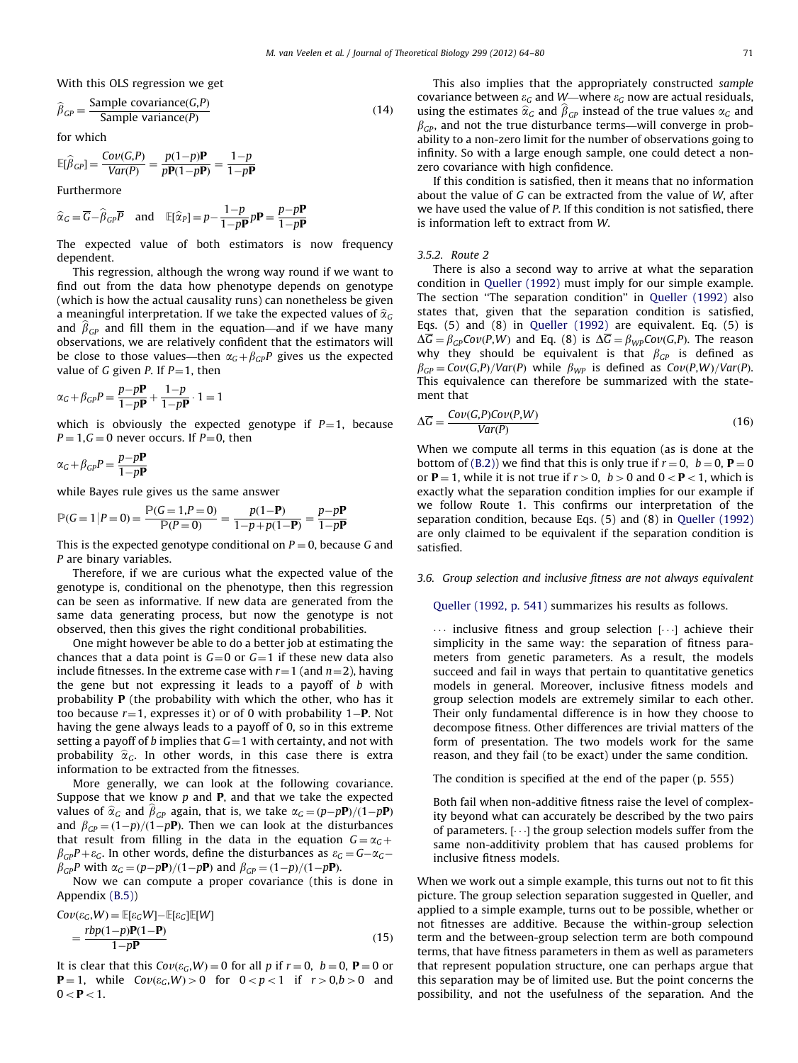With this OLS regression we get

$$\widehat{\beta}_{GP} = \frac{\text{Sample covariance}(G,P)}{\text{Sample variance}(P)} \tag{14}$$

for which

$$\mathbb{E}[\widehat{\beta}_{GP}] = \frac{Cov(G,P)}{Var(P)} = \frac{p(1-p)\mathbf{P}}{p\mathbf{P}(1-p\mathbf{P})} = \frac{1-p}{1-p\mathbf{P}}$$

Furthermore

$$\widehat{\alpha}_G = \overline{G} - \widehat{\beta}_{GP}\overline{P} \quad \text{and} \quad \mathbb{E}[\widehat{\alpha}_P] = p - \frac{1-p}{1-p\mathbf{P}}p\mathbf{P} = \frac{p-p\mathbf{P}}{1-p\mathbf{P}}$$

The expected value of both estimators is now frequency dependent.

This regression, although the wrong way round if we want to find out from the data how phenotype depends on genotype (which is how the actual causality runs) can nonetheless be given a meaningful interpretation. If we take the expected values of $\widehat{\alpha}_G$ and $\widehat{\beta}_{GP}$ and fill them in the equation—and if we have many observations, we are relatively confident that the estimators will be close to those values—then $\alpha_G + \beta_{GP}P$ gives us the expected value of $G$ given $P$. If $P=1$, then

$$\alpha_G + \beta_{GP}P = \frac{p-p\mathbf{P}}{1-p\mathbf{P}} + \frac{1-p}{1-p\mathbf{P}} \cdot 1 = 1$$

which is obviously the expected genotype if $P=1$, because $P=1, G=0$ never occurs. If $P=0$, then

$$\alpha_G + \beta_{GP}P = \frac{p-p\mathbf{P}}{1-p\mathbf{P}}$$

while Bayes rule gives us the same answer

$$\mathbb{P}(G=1 \mid P=0) = \frac{\mathbb{P}(G=1, P=0)}{\mathbb{P}(P=0)} = \frac{p(1-\mathbf{P})}{1-p+p(1-\mathbf{P})} = \frac{p-p\mathbf{P}}{1-p\mathbf{P}}$$

This is the expected genotype conditional on $P=0$, because $G$ and $P$ are binary variables.

Therefore, if we are curious what the expected value of the genotype is, conditional on the phenotype, then this regression can be seen as informative. If new data are generated from the same data generating process, but now the genotype is not observed, then this gives the right conditional probabilities.

One might however be able to do a better job at estimating the chances that a data point is $G=0$ or $G=1$ if these new data also include fitnesses. In the extreme case with $r=1$ (and $n=2$), having the gene but not expressing it leads to a payoff of $b$ with probability $\mathbf{P}$ (the probability with which the other, who has it too because $r=1$, expresses it) or of 0 with probability $1-\mathbf{P}$. Not having the gene always leads to a payoff of 0, so in this extreme setting a payoff of $b$ implies that $G=1$ with certainty, and not with probability $\widehat{\alpha}_G$. In other words, in this case there is extra information to be extracted from the fitnesses.

More generally, we can look at the following covariance. Suppose that we know $p$ and $\mathbf{P}$, and that we take the expected values of $\widehat{\alpha}_G$ and $\widehat{\beta}_{GP}$ again, that is, we take $\alpha_G = (p-p\mathbf{P})/(1-p\mathbf{P})$ and $\beta_{GP} = (1-p)/(1-p\mathbf{P})$. Then we can look at the disturbances that result from filling in the data in the equation $G = \alpha_G + \beta_{GP}P + \varepsilon_G$. In other words, define the disturbances as $\varepsilon_G = G - \alpha_G - \beta_{GP}P$ with $\alpha_G = (p-p\mathbf{P})/(1-p\mathbf{P})$ and $\beta_{GP} = (1-p)/(1-p\mathbf{P})$.

Now we can compute a proper covariance (this is done in Appendix (B.5))

$$\begin{aligned} Cov(\varepsilon_G, W) &= \mathbb{E}[\varepsilon_G W] - \mathbb{E}[\varepsilon_G]\mathbb{E}[W] \\ &= \frac{rbp(1-p)\mathbf{P}(1-\mathbf{P})}{1-p\mathbf{P}} \end{aligned} \tag{15}$$

It is clear that this $Cov(\varepsilon_G, W) = 0$ for all $p$ if $r=0$, $b=0$, $\mathbf{P}=0$ or $\mathbf{P}=1$, while $Cov(\varepsilon_G, W) > 0$ for $0<p<1$ if $r>0, b>0$ and $0<\mathbf{P}<1$.

This also implies that the appropriately constructed *sample* covariance between $\varepsilon_G$ and $W$—where $\varepsilon_G$ now are actual residuals, using the estimates $\widehat{\alpha}_G$ and $\widehat{\beta}_{GP}$ instead of the true values $\alpha_G$ and $\beta_{GP}$, and not the true disturbance terms—will converge in probability to a non-zero limit for the number of observations going to infinity. So with a large enough sample, one could detect a non-zero covariance with high confidence.

If this condition is satisfied, then it means that no information about the value of $G$ can be extracted from the value of $W$, after we have used the value of $P$. If this condition is not satisfied, there is information left to extract from $W$.

#### 3.5.2. Route 2

There is also a second way to arrive at what the separation condition in Queller (1992) must imply for our simple example. The section "The separation condition" in Queller (1992) also states that, given that the separation condition is satisfied, Eqs. (5) and (8) in Queller (1992) are equivalent. Eq. (5) is $\Delta\overline{G} = \beta_{GP}Cov(P,W)$ and Eq. (8) is $\Delta\overline{G} = \beta_{WP}Cov(G,P)$. The reason why they should be equivalent is that $\beta_{GP}$ is defined as $\beta_{GP} = Cov(G,P)/Var(P)$ while $\beta_{WP}$ is defined as $Cov(P,W)/Var(P)$. This equivalence can therefore be summarized with the statement that

$$\Delta\overline{G} = \frac{Cov(G,P)Cov(P,W)}{Var(P)} \tag{16}$$

When we compute all terms in this equation (as is done at the bottom of (B.2)) we find that this is only true if $r=0$, $b=0$, $\mathbf{P}=0$ or $\mathbf{P}=1$, while it is not true if $r>0$, $b>0$ and $0<\mathbf{P}<1$, which is exactly what the separation condition implies for our example if we follow Route 1. This confirms our interpretation of the separation condition, because Eqs. (5) and (8) in Queller (1992) are only claimed to be equivalent if the separation condition is satisfied.

### 3.6. Group selection and inclusive fitness are not always equivalent

Queller (1992, p. 541) summarizes his results as follows.

> ... inclusive fitness and group selection [...] achieve their simplicity in the same way: the separation of fitness parameters from genetic parameters. As a result, the models succeed and fail in ways that pertain to quantitative genetics models in general. Moreover, inclusive fitness models and group selection models are extremely similar to each other. Their only fundamental difference is in how they choose to decompose fitness. Other differences are trivial matters of the form of presentation. The two models work for the same reason, and they fail (to be exact) under the same condition.

The condition is specified at the end of the paper (p. 555)

> Both fail when non-additive fitness raise the level of complexity beyond what can accurately be described by the two pairs of parameters. [...] the group selection models suffer from the same non-additivity problem that has caused problems for inclusive fitness models.

When we work out a simple example, this turns out not to fit this picture. The group selection separation suggested in Queller, and applied to a simple example, turns out to be possible, whether or not fitnesses are additive. Because the within-group selection term and the between-group selection term are both compound terms, that have fitness parameters in them as well as parameters that represent population structure, one can perhaps argue that this separation may be of limited use. But the point concerns the possibility, and not the usefulness of the separation. And the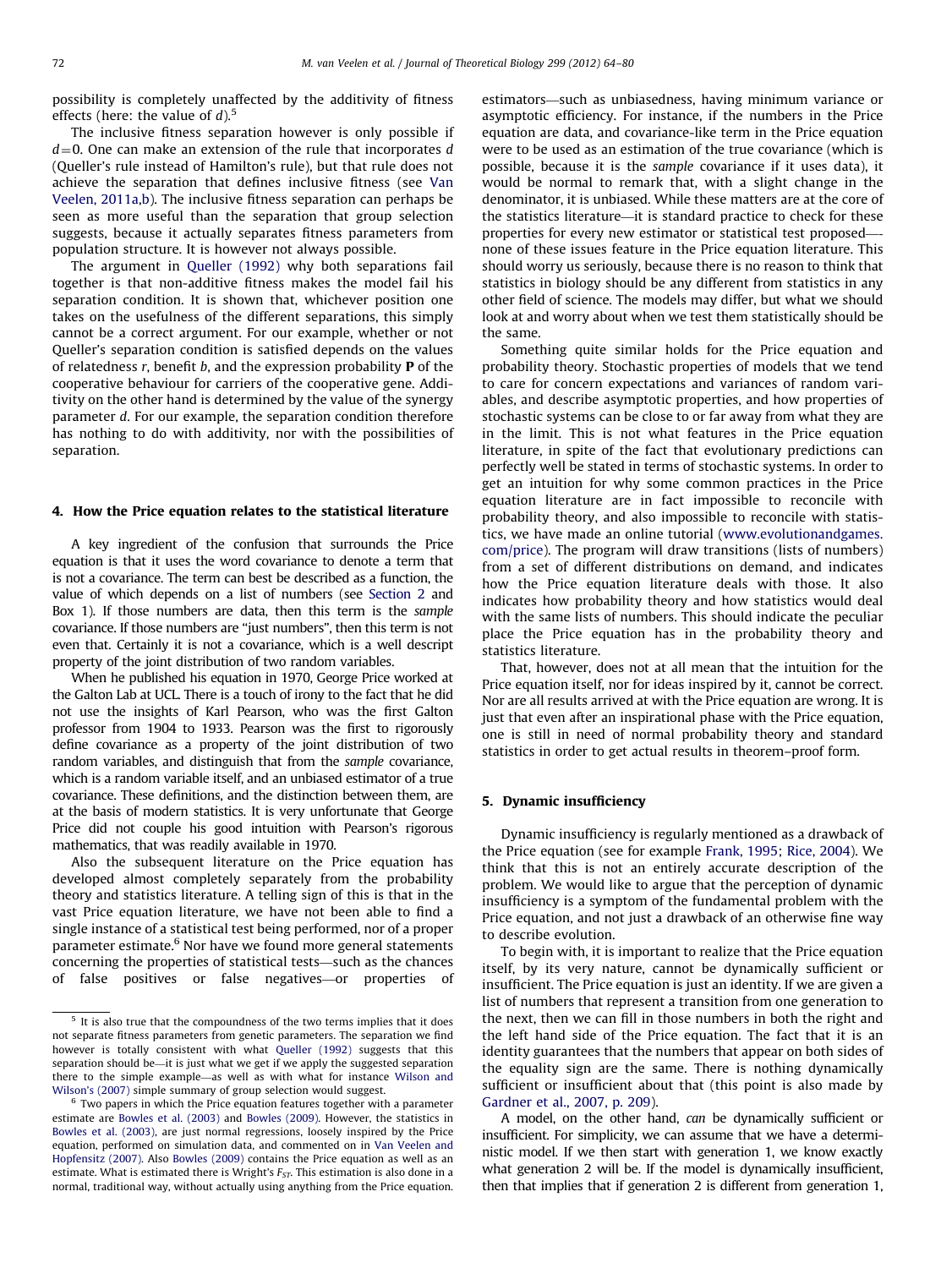possibility is completely unaffected by the additivity of fitness effects (here: the value of $d$).[5]

The inclusive fitness separation however is only possible if $d=0$. One can make an extension of the rule that incorporates $d$ (Queller's rule instead of Hamilton's rule), but that rule does not achieve the separation that defines inclusive fitness (see Van Veelen, 2011a,b). The inclusive fitness separation can perhaps be seen as more useful than the separation that group selection suggests, because it actually separates fitness parameters from population structure. It is however not always possible.

The argument in Queller (1992) why both separations fail together is that non-additive fitness makes the model fail his separation condition. It is shown that, whichever position one takes on the usefulness of the different separations, this simply cannot be a correct argument. For our example, whether or not Queller's separation condition is satisfied depends on the values of relatedness $r$, benefit $b$, and the expression probability $\mathbf{P}$ of the cooperative behaviour for carriers of the cooperative gene. Additivity on the other hand is determined by the value of the synergy parameter $d$. For our example, the separation condition therefore has nothing to do with additivity, nor with the possibilities of separation.

## 4. How the Price equation relates to the statistical literature

A key ingredient of the confusion that surrounds the Price equation is that it uses the word covariance to denote a term that is not a covariance. The term can best be described as a function, the value of which depends on a list of numbers (see Section 2 and Box 1). If those numbers are data, then this term is the *sample* covariance. If those numbers are "just numbers", then this term is not even that. Certainly it is not a covariance, which is a well descript property of the joint distribution of two random variables.

When he published his equation in 1970, George Price worked at the Galton Lab at UCL. There is a touch of irony to the fact that he did not use the insights of Karl Pearson, who was the first Galton professor from 1904 to 1933. Pearson was the first to rigorously define covariance as a property of the joint distribution of two random variables, and distinguish that from the *sample* covariance, which is a random variable itself, and an unbiased estimator of a true covariance. These definitions, and the distinction between them, are at the basis of modern statistics. It is very unfortunate that George Price did not couple his good intuition with Pearson's rigorous mathematics, that was readily available in 1970.

Also the subsequent literature on the Price equation has developed almost completely separately from the probability theory and statistics literature. A telling sign of this is that in the vast Price equation literature, we have not been able to find a single instance of a statistical test being performed, nor of a proper parameter estimate.[6] Nor have we found more general statements concerning the properties of statistical tests—such as the chances of false positives or false negatives—or properties of estimators—such as unbiasedness, having minimum variance or asymptotic efficiency. For instance, if the numbers in the Price equation are data, and covariance-like term in the Price equation were to be used as an estimation of the true covariance (which is possible, because it is the *sample* covariance if it uses data), it would be normal to remark that, with a slight change in the denominator, it is unbiased. While these matters are at the core of the statistics literature—it is standard practice to check for these properties for every new estimator or statistical test proposed—none of these issues feature in the Price equation literature. This should worry us seriously, because there is no reason to think that statistics in biology should be any different from statistics in any other field of science. The models may differ, but what we should look at and worry about when we test them statistically should be the same.

Something quite similar holds for the Price equation and probability theory. Stochastic properties of models that we tend to care for concern expectations and variances of random variables, and describe asymptotic properties, and how properties of stochastic systems can be close to or far away from what they are in the limit. This is not what features in the Price equation literature, in spite of the fact that evolutionary predictions can perfectly well be stated in terms of stochastic systems. In order to get an intuition for why some common practices in the Price equation literature are in fact impossible to reconcile with probability theory, and also impossible to reconcile with statistics, we have made an online tutorial (www.evolutionandgames.com/price). The program will draw transitions (lists of numbers) from a set of different distributions on demand, and indicates how the Price equation literature deals with those. It also indicates how probability theory and how statistics would deal with the same lists of numbers. This should indicate the peculiar place the Price equation has in the probability theory and statistics literature.

That, however, does not at all mean that the intuition for the Price equation itself, nor for ideas inspired by it, cannot be correct. Nor are all results arrived at with the Price equation are wrong. It is just that even after an inspirational phase with the Price equation, one is still in need of normal probability theory and standard statistics in order to get actual results in theorem–proof form.

## 5. Dynamic insufficiency

Dynamic insufficiency is regularly mentioned as a drawback of the Price equation (see for example Frank, 1995; Rice, 2004). We think that this is not an entirely accurate description of the problem. We would like to argue that the perception of dynamic insufficiency is a symptom of the fundamental problem with the Price equation, and not just a drawback of an otherwise fine way to describe evolution.

To begin with, it is important to realize that the Price equation itself, by its very nature, cannot be dynamically sufficient or insufficient. The Price equation is just an identity. If we are given a list of numbers that represent a transition from one generation to the next, then we can fill in those numbers in both the right and the left hand side of the Price equation. The fact that it is an identity guarantees that the numbers that appear on both sides of the equality sign are the same. There is nothing dynamically sufficient or insufficient about that (this point is also made by Gardner et al., 2007, p. 209).

A model, on the other hand, *can* be dynamically sufficient or insufficient. For simplicity, we can assume that we have a deterministic model. If we then start with generation 1, we know exactly what generation 2 will be. If the model is dynamically insufficient, then that implies that if generation 2 is different from generation 1,

---

[5] It is also true that the compoundness of the two terms implies that it does not separate fitness parameters from genetic parameters. The separation we find however is totally consistent with what Queller (1992) suggests that this separation should be—it is just what we get if we apply the suggested separation there to the simple example—as well as with what for instance Wilson and Wilson's (2007) simple summary of group selection would suggest.

[6] Two papers in which the Price equation features together with a parameter estimate are Bowles et al. (2003) and Bowles (2009). However, the statistics in Bowles et al. (2003), are just normal regressions, loosely inspired by the Price equation, performed on simulation data, and commented on in Van Veelen and Hopfensitz (2007). Also Bowles (2009) contains the Price equation as well as an estimate. What is estimated there is Wright's $F_{ST}$. This estimation is also done in a normal, traditional way, without actually using anything from the Price equation.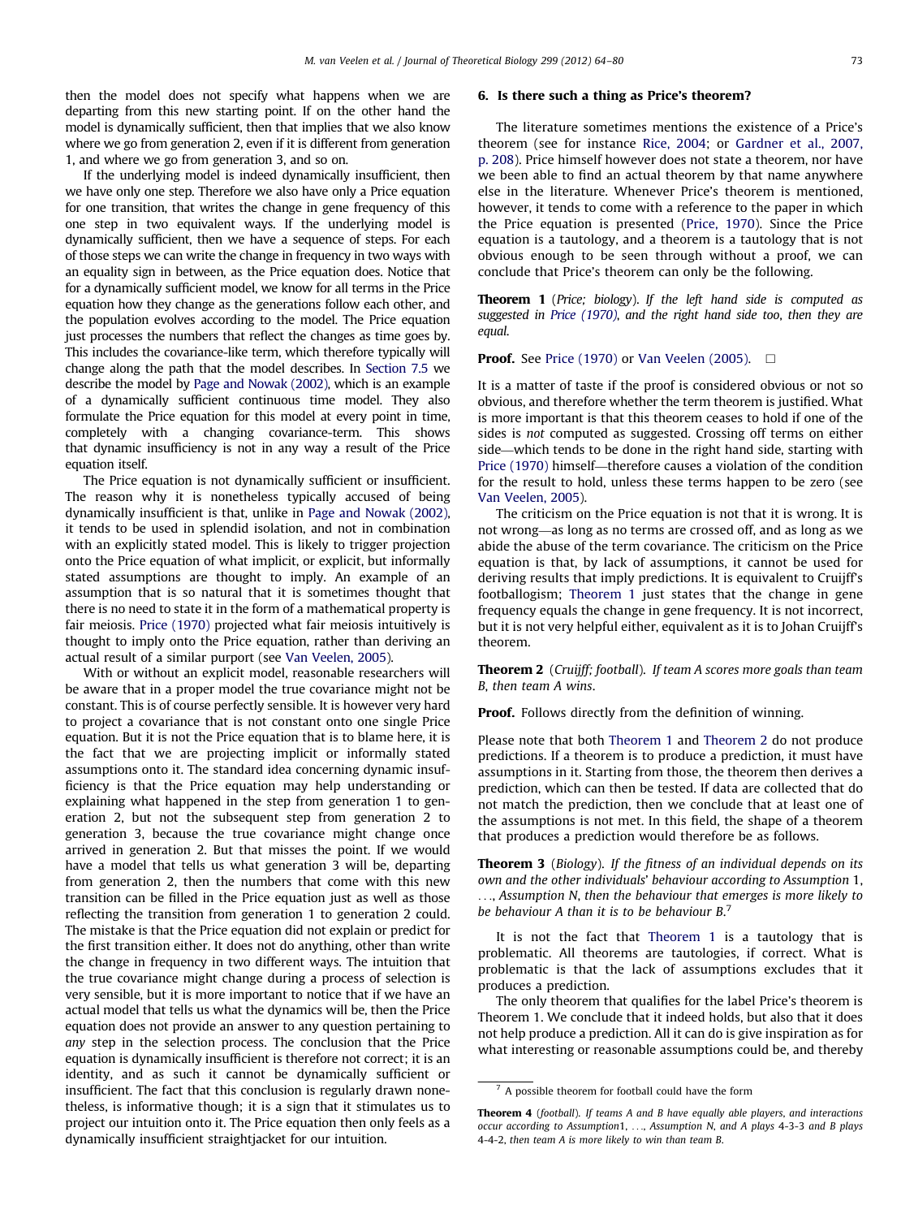then the model does not specify what happens when we are departing from this new starting point. If on the other hand the model is dynamically sufficient, then that implies that we also know where we go from generation 2, even if it is different from generation 1, and where we go from generation 3, and so on.

If the underlying model is indeed dynamically insufficient, then we have only one step. Therefore we also have only a Price equation for one transition, that writes the change in gene frequency of this one step in two equivalent ways. If the underlying model is dynamically sufficient, then we have a sequence of steps. For each of those steps we can write the change in frequency in two ways with an equality sign in between, as the Price equation does. Notice that for a dynamically sufficient model, we know for all terms in the Price equation how they change as the generations follow each other, and the population evolves according to the model. The Price equation just processes the numbers that reflect the changes as time goes by. This includes the covariance-like term, which therefore typically will change along the path that the model describes. In Section 7.5 we describe the model by Page and Nowak (2002), which is an example of a dynamically sufficient continuous time model. They also formulate the Price equation for this model at every point in time, completely with a changing covariance-term. This shows that dynamic insufficiency is not in any way a result of the Price equation itself.

The Price equation is not dynamically sufficient or insufficient. The reason why it is nonetheless typically accused of being dynamically insufficient is that, unlike in Page and Nowak (2002), it tends to be used in splendid isolation, and not in combination with an explicitly stated model. This is likely to trigger projection onto the Price equation of what implicit, or explicit, but informally stated assumptions are thought to imply. An example of an assumption that is so natural that it is sometimes thought that there is no need to state it in the form of a mathematical property is fair meiosis. Price (1970) projected what fair meiosis intuitively is thought to imply onto the Price equation, rather than deriving an actual result of a similar purport (see Van Veelen, 2005).

With or without an explicit model, reasonable researchers will be aware that in a proper model the true covariance might not be constant. This is of course perfectly sensible. It is however very hard to project a covariance that is not constant onto one single Price equation. But it is not the Price equation that is to blame here, it is the fact that we are projecting implicit or informally stated assumptions onto it. The standard idea concerning dynamic insufficiency is that the Price equation may help understanding or explaining what happened in the step from generation 1 to generation 2, but not the subsequent step from generation 2 to generation 3, because the true covariance might change once arrived in generation 2. But that misses the point. If we would have a model that tells us what generation 3 will be, departing from generation 2, then the numbers that come with this new transition can be filled in the Price equation just as well as those reflecting the transition from generation 1 to generation 2 could. The mistake is that the Price equation did not explain or predict for the first transition either. It does not do anything, other than write the change in frequency in two different ways. The intuition that the true covariance might change during a process of selection is very sensible, but it is more important to notice that if we have an actual model that tells us what the dynamics will be, then the Price equation does not provide an answer to any question pertaining to *any* step in the selection process. The conclusion that the Price equation is dynamically insufficient is therefore not correct; it is an identity, and as such it cannot be dynamically sufficient or insufficient. The fact that this conclusion is regularly drawn nonetheless, is informative though; it is a sign that it stimulates us to project our intuition onto it. The Price equation then only feels as a dynamically insufficient straightjacket for our intuition.

## 6. Is there such a thing as Price's theorem?

The literature sometimes mentions the existence of a Price's theorem (see for instance Rice, 2004; or Gardner et al., 2007, p. 208). Price himself however does not state a theorem, nor have we been able to find an actual theorem by that name anywhere else in the literature. Whenever Price's theorem is mentioned, however, it tends to come with a reference to the paper in which the Price equation is presented (Price, 1970). Since the Price equation is a tautology, and a theorem is a tautology that is not obvious enough to be seen through without a proof, we can conclude that Price's theorem can only be the following.

**Theorem 1** (Price; biology). *If the left hand side is computed as suggested in Price (1970), and the right hand side too, then they are equal.*

**Proof.** See Price (1970) or Van Veelen (2005). □

It is a matter of taste if the proof is considered obvious or not so obvious, and therefore whether the term theorem is justified. What is more important is that this theorem ceases to hold if one of the sides is *not* computed as suggested. Crossing off terms on either side—which tends to be done in the right hand side, starting with Price (1970) himself—therefore causes a violation of the condition for the result to hold, unless these terms happen to be zero (see Van Veelen, 2005).

The criticism on the Price equation is not that it is wrong. It is not wrong—as long as no terms are crossed off, and as long as we abide the abuse of the term covariance. The criticism on the Price equation is that, by lack of assumptions, it cannot be used for deriving results that imply predictions. It is equivalent to Cruijff's footballogism; Theorem 1 just states that the change in gene frequency equals the change in gene frequency. It is not incorrect, but it is not very helpful either, equivalent as it is to Johan Cruijff's theorem.

**Theorem 2** (Cruijff; football). *If team A scores more goals than team B, then team A wins.*

**Proof.** Follows directly from the definition of winning.

Please note that both Theorem 1 and Theorem 2 do not produce predictions. If a theorem is to produce a prediction, it must have assumptions in it. Starting from those, the theorem then derives a prediction, which can then be tested. If data are collected that do not match the prediction, then we conclude that at least one of the assumptions is not met. In this field, the shape of a theorem that produces a prediction would therefore be as follows.

**Theorem 3** (Biology). *If the fitness of an individual depends on its own and the other individuals' behaviour according to Assumption 1, ..., Assumption N, then the behaviour that emerges is more likely to be behaviour A than it is to be behaviour B.*[7]

It is not the fact that Theorem 1 is a tautology that is problematic. All theorems are tautologies, if correct. What is problematic is that the lack of assumptions excludes that it produces a prediction.

The only theorem that qualifies for the label Price's theorem is Theorem 1. We conclude that it indeed holds, but also that it does not help produce a prediction. All it can do is give inspiration as for what interesting or reasonable assumptions could be, and thereby

---

[7] A possible theorem for football could have the form

**Theorem 4** (football). *If teams A and B have equally able players, and interactions occur according to Assumption1, ..., Assumption N, and A plays 4-3-3 and B plays 4-4-2, then team A is more likely to win than team B.*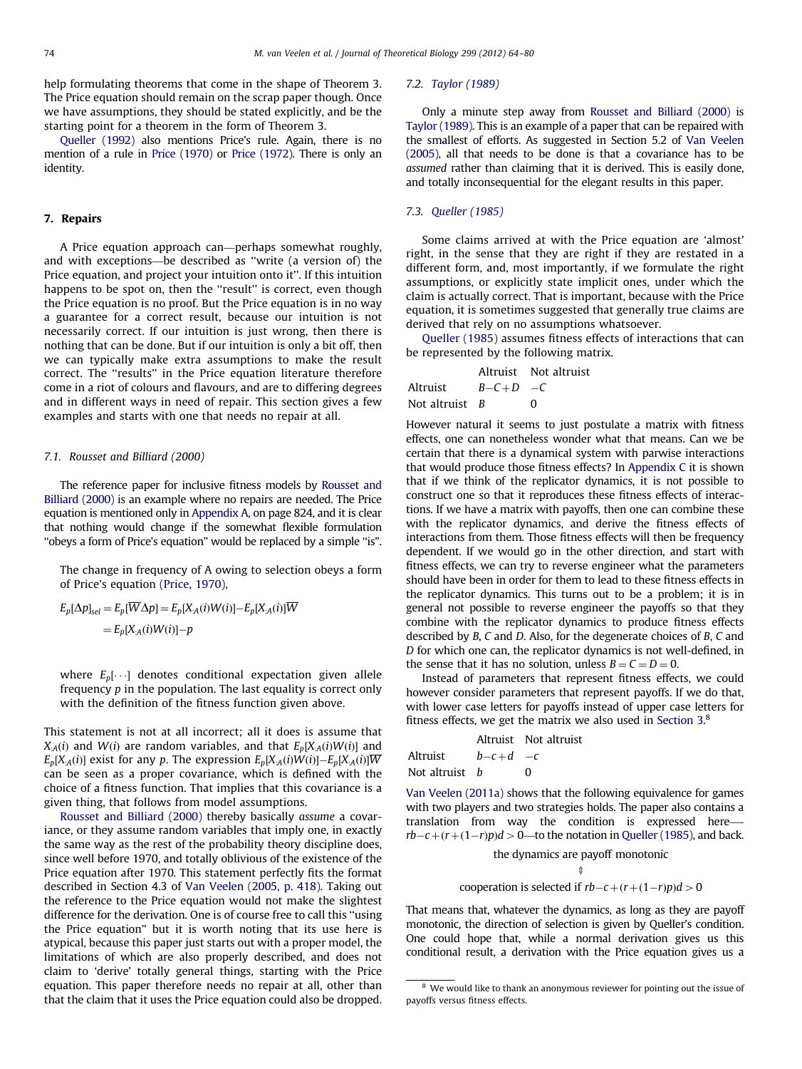help formulating theorems that come in the shape of Theorem 3. The Price equation should remain on the scrap paper though. Once we have assumptions, they should be stated explicitly, and be the starting point for a theorem in the form of Theorem 3.

Queller (1992) also mentions Price's rule. Again, there is no mention of a rule in Price (1970) or Price (1972). There is only an identity.

## 7. Repairs

A Price equation approach can—perhaps somewhat roughly, and with exceptions—be described as "write (a version of) the Price equation, and project your intuition onto it". If this intuition happens to be spot on, then the "result" is correct, even though the Price equation is no proof. But the Price equation is in no way a guarantee for a correct result, because our intuition is not necessarily correct. If our intuition is just wrong, then there is nothing that can be done. But if our intuition is only a bit off, then we can typically make extra assumptions to make the result correct. The "results" in the Price equation literature therefore come in a riot of colours and flavours, and are to differing degrees and in different ways in need of repair. This section gives a few examples and starts with one that needs no repair at all.

### 7.1. Rousset and Billiard (2000)

The reference paper for inclusive fitness models by Rousset and Billiard (2000) is an example where no repairs are needed. The Price equation is mentioned only in Appendix A, on page 824, and it is clear that nothing would change if the somewhat flexible formulation "obeys a form of Price's equation" would be replaced by a simple "is".

> The change in frequency of A owing to selection obeys a form of Price's equation (Price, 1970),
>
> $$E_p[\Delta p]_{sel} = E_p[\overline{W}\Delta p] = E_p[X_{.A}(i)W(i)] - E_p[X_{.A}(i)]\overline{W}$$
> $$= E_p[X_{.A}(i)W(i)] - p$$
>
> where $E_p[\cdots]$ denotes conditional expectation given allele frequency $p$ in the population. The last equality is correct only with the definition of the fitness function given above.

This statement is not at all incorrect; all it does is assume that $X_{.A}(i)$ and $W(i)$ are random variables, and that $E_p[X_{.A}(i)W(i)]$ and $E_p[X_{.A}(i)]$ exist for any $p$. The expression $E_p[X_{.A}(i)W(i)] - E_p[X_{.A}(i)]\overline{W}$ can be seen as a proper covariance, which is defined with the choice of a fitness function. That implies that this covariance is a given thing, that follows from model assumptions.

Rousset and Billiard (2000) thereby basically *assume* a covariance, or they assume random variables that imply one, in exactly the same way as the rest of the probability theory discipline does, since well before 1970, and totally oblivious of the existence of the Price equation after 1970. This statement perfectly fits the format described in Section 4.3 of Van Veelen (2005, p. 418). Taking out the reference to the Price equation would not make the slightest difference for the derivation. One is of course free to call this "using the Price equation" but it is worth noting that its use here is atypical, because this paper just starts out with a proper model, the limitations of which are also properly described, and does not claim to 'derive' totally general things, starting with the Price equation. This paper therefore needs no repair at all, other than that the claim that it uses the Price equation could also be dropped.

### 7.2. Taylor (1989)

Only a minute step away from Rousset and Billiard (2000) is Taylor (1989). This is an example of a paper that can be repaired with the smallest of efforts. As suggested in Section 5.2 of Van Veelen (2005), all that needs to be done is that a covariance has to be *assumed* rather than claiming that it is derived. This is easily done, and totally inconsequential for the elegant results in this paper.

### 7.3. Queller (1985)

Some claims arrived at with the Price equation are 'almost' right, in the sense that they are right if they are restated in a different form, and, most importantly, if we formulate the right assumptions, or explicitly state implicit ones, under which the claim is actually correct. That is important, because with the Price equation, it is sometimes suggested that generally true claims are derived that rely on no assumptions whatsoever.

Queller (1985) assumes fitness effects of interactions that can be represented by the following matrix.

| | Altruist | Not altruist |
|---|---|---|
| Altruist | $B-C+D$ | $-C$ |
| Not altruist | $B$ | 0 |

However natural it seems to just postulate a matrix with fitness effects, one can nonetheless wonder what that means. Can we be certain that there is a dynamical system with parwise interactions that would produce those fitness effects? In Appendix C it is shown that if we think of the replicator dynamics, it is not possible to construct one so that it reproduces these fitness effects of interactions. If we have a matrix with payoffs, then one can combine these with the replicator dynamics, and derive the fitness effects of interactions from them. Those fitness effects will then be frequency dependent. If we would go in the other direction, and start with fitness effects, we can try to reverse engineer what the parameters should have been in order for them to lead to these fitness effects in the replicator dynamics. This turns out to be a problem; it is in general not possible to reverse engineer the payoffs so that they combine with the replicator dynamics to produce fitness effects described by $B$, $C$ and $D$. Also, for the degenerate choices of $B$, $C$ and $D$ for which one can, the replicator dynamics is not well-defined, in the sense that it has no solution, unless $B=C=D=0$.

Instead of parameters that represent fitness effects, we could however consider parameters that represent payoffs. If we do that, with lower case letters for payoffs instead of upper case letters for fitness effects, we get the matrix we also used in Section 3.[8]

| | Altruist | Not altruist |
|---|---|---|
| Altruist | $b-c+d$ | $-c$ |
| Not altruist | $b$ | 0 |

Van Veelen (2011a) shows that the following equivalence for games with two players and two strategies holds. The paper also contains a translation from way the condition is expressed here—$rb-c+(r+(1-r)p)d>0$—to the notation in Queller (1985), and back.

$$\text{the dynamics are payoff monotonic}$$
$$\Updownarrow$$
$$\text{cooperation is selected if } rb-c+(r+(1-r)p)d>0$$

That means that, whatever the dynamics, as long as they are payoff monotonic, the direction of selection is given by Queller's condition. One could hope that, while a normal derivation gives us this conditional result, a derivation with the Price equation gives us a

[8] We would like to thank an anonymous reviewer for pointing out the issue of payoffs versus fitness effects.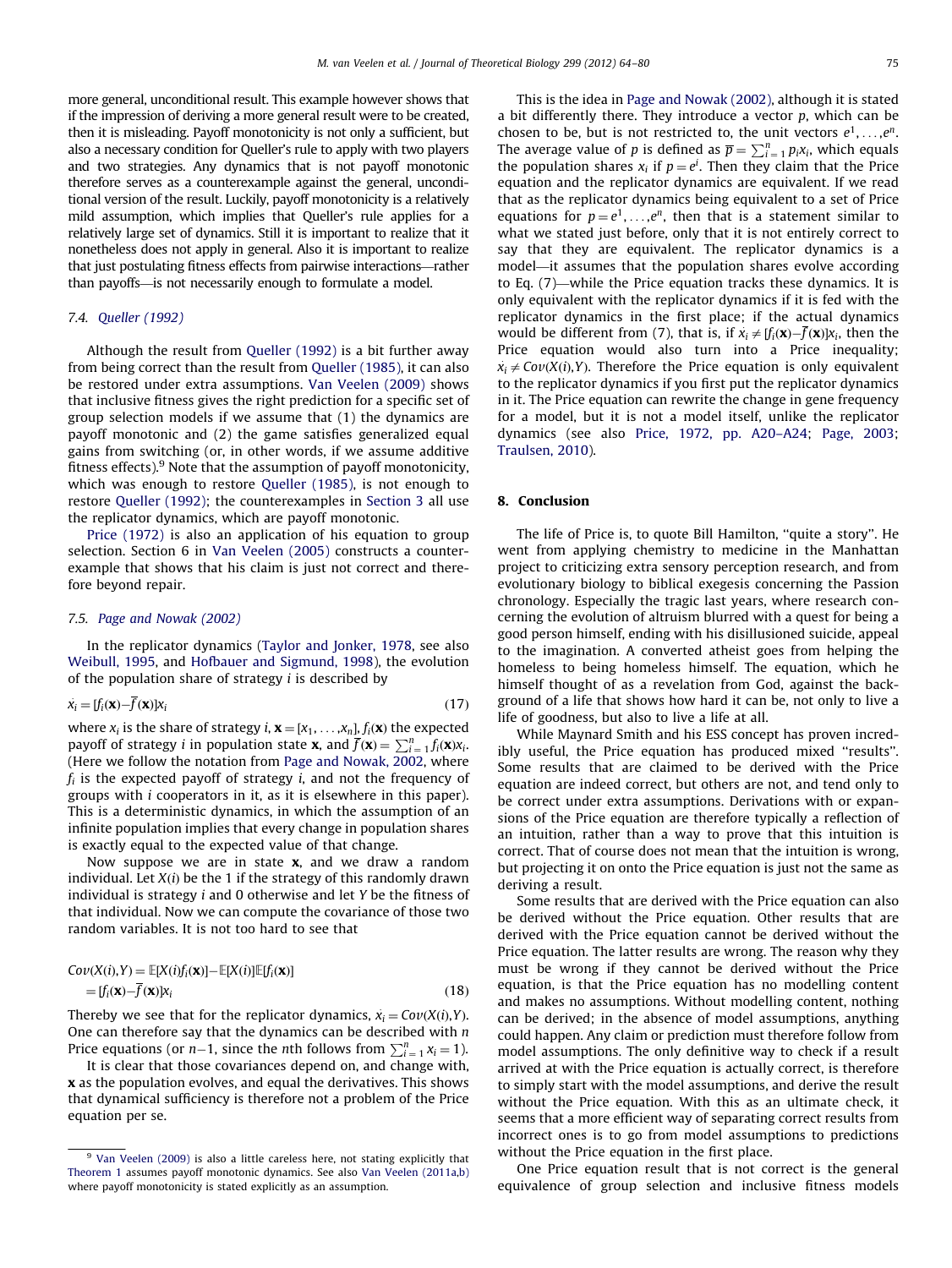more general, unconditional result. This example however shows that if the impression of deriving a more general result were to be created, then it is misleading. Payoff monotonicity is not only a sufficient, but also a necessary condition for Queller's rule to apply with two players and two strategies. Any dynamics that is not payoff monotonic therefore serves as a counterexample against the general, unconditional version of the result. Luckily, payoff monotonicity is a relatively mild assumption, which implies that Queller's rule applies for a relatively large set of dynamics. Still it is important to realize that it nonetheless does not apply in general. Also it is important to realize that just postulating fitness effects from pairwise interactions—rather than payoffs—is not necessarily enough to formulate a model.

### 7.4. Queller (1992)

Although the result from Queller (1992) is a bit further away from being correct than the result from Queller (1985), it can also be restored under extra assumptions. Van Veelen (2009) shows that inclusive fitness gives the right prediction for a specific set of group selection models if we assume that (1) the dynamics are payoff monotonic and (2) the game satisfies generalized equal gains from switching (or, in other words, if we assume additive fitness effects).[9] Note that the assumption of payoff monotonicity, which was enough to restore Queller (1985), is not enough to restore Queller (1992); the counterexamples in Section 3 all use the replicator dynamics, which are payoff monotonic.

Price (1972) is also an application of his equation to group selection. Section 6 in Van Veelen (2005) constructs a counterexample that shows that his claim is just not correct and therefore beyond repair.

### 7.5. Page and Nowak (2002)

In the replicator dynamics (Taylor and Jonker, 1978, see also Weibull, 1995, and Hofbauer and Sigmund, 1998), the evolution of the population share of strategy $i$ is described by

$$\dot{x}_i = [f_i(\mathbf{x}) - \overline{f}(\mathbf{x})]x_i \tag{17}$$

where $x_i$ is the share of strategy $i$, $\mathbf{x} = [x_1, \ldots, x_n]$, $f_i(\mathbf{x})$ the expected payoff of strategy $i$ in population state $\mathbf{x}$, and $\overline{f}(\mathbf{x}) = \sum_{i=1}^{n} f_i(\mathbf{x})x_i$. (Here we follow the notation from Page and Nowak, 2002, where $f_i$ is the expected payoff of strategy $i$, and not the frequency of groups with $i$ cooperators in it, as it is elsewhere in this paper). This is a deterministic dynamics, in which the assumption of an infinite population implies that every change in population shares is exactly equal to the expected value of that change.

Now suppose we are in state $\mathbf{x}$, and we draw a random individual. Let $X(i)$ be the 1 if the strategy of this randomly drawn individual is strategy $i$ and 0 otherwise and let $Y$ be the fitness of that individual. Now we can compute the covariance of those two random variables. It is not too hard to see that

$$\begin{aligned} Cov(X(i), Y) &= \mathbb{E}[X(i)f_i(\mathbf{x})] - \mathbb{E}[X(i)]\mathbb{E}[f_i(\mathbf{x})] \\ &= [f_i(\mathbf{x}) - \overline{f}(\mathbf{x})]x_i \end{aligned} \tag{18}$$

Thereby we see that for the replicator dynamics, $\dot{x}_i = Cov(X(i), Y)$. One can therefore say that the dynamics can be described with $n$ Price equations (or $n-1$, since the $n$th follows from $\sum_{i=1}^{n} x_i = 1$).

It is clear that those covariances depend on, and change with, $\mathbf{x}$ as the population evolves, and equal the derivatives. This shows that dynamical sufficiency is therefore not a problem of the Price equation per se.

This is the idea in Page and Nowak (2002), although it is stated a bit differently there. They introduce a vector $p$, which can be chosen to be, but is not restricted to, the unit vectors $e^1, \ldots, e^n$. The average value of $p$ is defined as $\overline{p} = \sum_{i=1}^{n} p_i x_i$, which equals the population shares $x_i$ if $p = e^i$. Then they claim that the Price equation and the replicator dynamics are equivalent. If we read that as the replicator dynamics being equivalent to a set of Price equations for $p = e^1, \ldots, e^n$, then that is a statement similar to what we stated just before, only that it is not entirely correct to say that they are equivalent. The replicator dynamics is a model—it assumes that the population shares evolve according to Eq. (7)—while the Price equation tracks these dynamics. It is only equivalent with the replicator dynamics if it is fed with the replicator dynamics in the first place; if the actual dynamics would be different from (7), that is, if $\dot{x}_i \neq [f_i(\mathbf{x}) - \overline{f}(\mathbf{x})]x_i$, then the Price equation would also turn into a Price inequality; $\dot{x}_i \neq Cov(X(i), Y)$. Therefore the Price equation is only equivalent to the replicator dynamics if you first put the replicator dynamics in it. The Price equation can rewrite the change in gene frequency for a model, but it is not a model itself, unlike the replicator dynamics (see also Price, 1972, pp. A20–A24; Page, 2003; Traulsen, 2010).

## 8. Conclusion

The life of Price is, to quote Bill Hamilton, "quite a story". He went from applying chemistry to medicine in the Manhattan project to criticizing extra sensory perception research, and from evolutionary biology to biblical exegesis concerning the Passion chronology. Especially the tragic last years, where research concerning the evolution of altruism blurred with a quest for being a good person himself, ending with his disillusioned suicide, appeal to the imagination. A converted atheist goes from helping the homeless to being homeless himself. The equation, which he himself thought of as a revelation from God, against the background of a life that shows how hard it can be, not only to live a life of goodness, but also to live a life at all.

While Maynard Smith and his ESS concept has proven incredibly useful, the Price equation has produced mixed "results". Some results that are claimed to be derived with the Price equation are indeed correct, but others are not, and tend only to be correct under extra assumptions. Derivations with or expansions of the Price equation are therefore typically a reflection of an intuition, rather than a way to prove that this intuition is correct. That of course does not mean that the intuition is wrong, but projecting it on onto the Price equation is just not the same as deriving a result.

Some results that are derived with the Price equation can also be derived without the Price equation. Other results that are derived with the Price equation cannot be derived without the Price equation. The latter results are wrong. The reason why they must be wrong if they cannot be derived without the Price equation, is that the Price equation has no modelling content and makes no assumptions. Without modelling content, nothing can be derived; in the absence of model assumptions, anything could happen. Any claim or prediction must therefore follow from model assumptions. The only definitive way to check if a result arrived at with the Price equation is actually correct, is therefore to simply start with the model assumptions, and derive the result without the Price equation. With this as an ultimate check, it seems that a more efficient way of separating correct results from incorrect ones is to go from model assumptions to predictions without the Price equation in the first place.

One Price equation result that is not correct is the general equivalence of group selection and inclusive fitness models

[9] Van Veelen (2009) is also a little careless here, not stating explicitly that Theorem 1 assumes payoff monotonic dynamics. See also Van Veelen (2011a,b) where payoff monotonicity is stated explicitly as an assumption.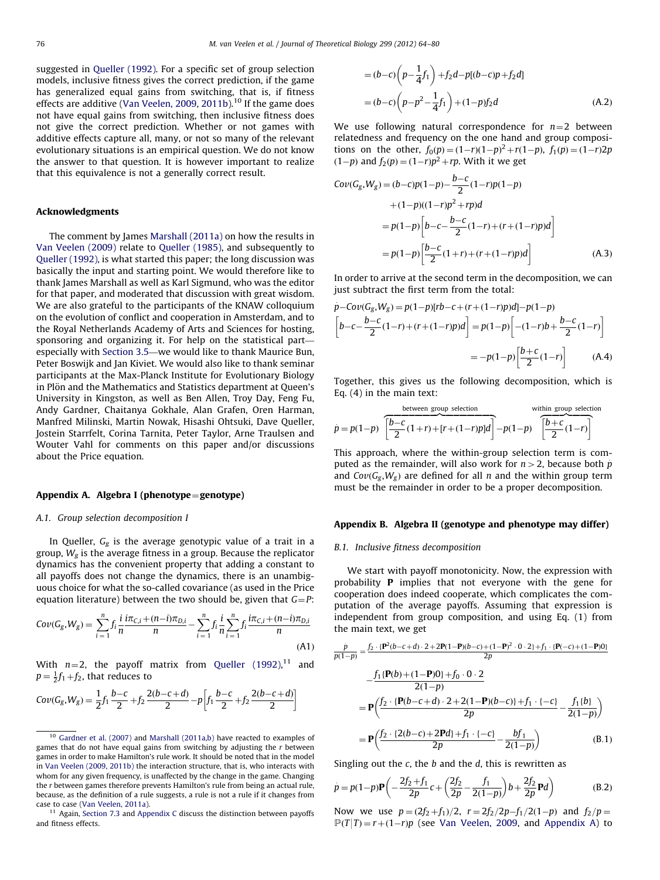suggested in Queller (1992). For a specific set of group selection models, inclusive fitness gives the correct prediction, if the game has generalized equal gains from switching, that is, if fitness effects are additive (Van Veelen, 2009, 2011b).[10] If the game does not have equal gains from switching, then inclusive fitness does not give the correct prediction. Whether or not games with additive effects capture all, many, or not so many of the relevant evolutionary situations is an empirical question. We do not know the answer to that question. It is however important to realize that this equivalence is not a generally correct result.

## Acknowledgments

The comment by James Marshall (2011a) on how the results in Van Veelen (2009) relate to Queller (1985), and subsequently to Queller (1992), is what started this paper; the long discussion was basically the input and starting point. We would therefore like to thank James Marshall as well as Karl Sigmund, who was the editor for that paper, and moderated that discussion with great wisdom. We are also grateful to the participants of the KNAW colloquium on the evolution of conflict and cooperation in Amsterdam, and to the Royal Netherlands Academy of Arts and Sciences for hosting, sponsoring and organizing it. For help on the statistical part—especially with Section 3.5—we would like to thank Maurice Bun, Peter Boswijk and Jan Kiviet. We would also like to thank seminar participants at the Max-Planck Institute for Evolutionary Biology in Plön and the Mathematics and Statistics department at Queen's University in Kingston, as well as Ben Allen, Troy Day, Feng Fu, Andy Gardner, Chaitanya Gokhale, Alan Grafen, Oren Harman, Manfred Milinski, Martin Nowak, Hisashi Ohtsuki, Dave Queller, Jostein Starrfelt, Corina Tarnita, Peter Taylor, Arne Traulsen and Wouter Vahl for comments on this paper and/or discussions about the Price equation.

## Appendix A. Algebra I (phenotype=genotype)

### A.1. Group selection decomposition I

In Queller, $G_g$ is the average genotypic value of a trait in a group, $W_g$ is the average fitness in a group. Because the replicator dynamics has the convenient property that adding a constant to all payoffs does not change the dynamics, there is an unambiguous choice for what the so-called covariance (as used in the Price equation literature) between the two should be, given that $G=P$:

$$Cov(G_g,W_g) = \sum_{i=1}^{n} f_i \frac{i}{n}\frac{i\pi_{C,i}+(n-i)\pi_{D,i}}{n} - \sum_{i=1}^{n} f_i \frac{i}{n}\sum_{i=1}^{n} f_i \frac{i\pi_{C,i}+(n-i)\pi_{D,i}}{n} \tag{A1}$$

With $n=2$, the payoff matrix from Queller (1992),[11] and $p=\frac{1}{2}f_1+f_2$, that reduces to

$$Cov(G_g,W_g) = \frac{1}{2}f_1\frac{b-c}{2}+f_2\frac{2(b-c+d)}{2}-p\left[f_1\frac{b-c}{2}+f_2\frac{2(b-c+d)}{2}\right]$$

$$= (b-c)\left(p-\frac{1}{4}f_1\right)+f_2 d - p[(b-c)p+f_2 d]$$

$$= (b-c)\left(p-p^2-\frac{1}{4}f_1\right)+(1-p)f_2 d \tag{A.2}$$

We use following natural correspondence for $n=2$ between relatedness and frequency on the one hand and group compositions on the other, $f_0(p)=(1-r)(1-p)^2+r(1-p)$, $f_1(p)=(1-r)2p(1-p)$ and $f_2(p)=(1-r)p^2+rp$. With it we get

$$\begin{aligned}Cov(G_g,W_g) &= (b-c)p(1-p)-\frac{b-c}{2}(1-r)p(1-p)\\ &\quad +(1-p)((1-r)p^2+rp)d\\ &= p(1-p)\left[b-c-\frac{b-c}{2}(1-r)+(r+(1-r)p)d\right]\\ &= p(1-p)\left[\frac{b-c}{2}(1+r)+(r+(1-r)p)d\right]\end{aligned} \tag{A.3}$$

In order to arrive at the second term in the decomposition, we can just subtract the first term from the total:

$$\begin{aligned}&\dot{p}-Cov(G_g,W_g) = p(1-p)[rb-c+(r+(1-r)p)d]-p(1-p)\\ &\left[b-c-\frac{b-c}{2}(1-r)+(r+(1-r)p)d\right] = p(1-p)\left[-(1-r)b+\frac{b-c}{2}(1-r)\right]\\ &\qquad = -p(1-p)\left[\frac{b+c}{2}(1-r)\right]\end{aligned} \tag{A.4}$$

Together, this gives us the following decomposition, which is Eq. (4) in the main text:

$$\dot{p} = p(1-p)\overbrace{\left[\frac{b-c}{2}(1+r)+[r+(1-r)p]d\right]}^{\text{between group selection}} - p(1-p)\overbrace{\left[\frac{b+c}{2}(1-r)\right]}^{\text{within group selection}}$$

This approach, where the within-group selection term is computed as the remainder, will also work for $n>2$, because both $\dot{p}$ and $Cov(G_g,W_g)$ are defined for all $n$ and the within group term must be the remainder in order to be a proper decomposition.

## Appendix B. Algebra II (genotype and phenotype may differ)

### B.1. Inclusive fitness decomposition

We start with payoff monotonicity. Now, the expression with probability $\mathbf{P}$ implies that not everyone with the gene for cooperation does indeed cooperate, which complicates the computation of the average payoffs. Assuming that expression is independent from group composition, and using Eq. (1) from the main text, we get

$$\begin{aligned}\frac{\dot{p}}{p(1-p)} &= \frac{f_2\cdot\{\mathbf{P}^2(b-c+d)\cdot 2+2\mathbf{P}(1-\mathbf{P})(b-c)+(1-\mathbf{P})^2\cdot 0\cdot 2\}+f_1\cdot\{\mathbf{P}(-c)+(1-\mathbf{P})0\}}{2p}\\ &\quad -\frac{f_1\{\mathbf{P}(b)+(1-\mathbf{P})0\}+f_0\cdot 0\cdot 2}{2(1-p)}\\ &= \mathbf{P}\left(\frac{f_2\cdot\{\mathbf{P}(b-c+d)\cdot 2+2(1-\mathbf{P})(b-c)\}+f_1\cdot\{-c\}}{2p}-\frac{f_1\{b\}}{2(1-p)}\right)\\ &= \mathbf{P}\left(\frac{f_2\cdot\{2(b-c)+2\mathbf{P}d\}+f_1\cdot\{-c\}}{2p}-\frac{bf_1}{2(1-p)}\right)\end{aligned} \tag{B.1}$$

Singling out the $c$, the $b$ and the $d$, this is rewritten as

$$\dot{p} = p(1-p)\mathbf{P}\left(-\frac{2f_2+f_1}{2p}c+\left(\frac{2f_2}{2p}-\frac{f_1}{2(1-p)}\right)b+\frac{2f_2}{2p}\mathbf{P}d\right) \tag{B.2}$$

Now we use $p=(2f_2+f_1)/2$, $r=2f_2/2p-f_1/2(1-p)$ and $f_2/p=\mathbb{P}(T|T)=r+(1-r)p$ (see Van Veelen, 2009, and Appendix A) to

[10] Gardner et al. (2007) and Marshall (2011a,b) have reacted to examples of games that do not have equal gains from switching by adjusting the $r$ between games in order to make Hamilton's rule work. It should be noted that in the model in Van Veelen (2009, 2011b) the interaction structure, that is, who interacts with whom for any given frequency, is unaffected by the change in the game. Changing the $r$ between games therefore prevents Hamilton's rule from being an actual rule, because, as the definition of a rule suggests, a rule is not a rule if it changes from case to case (Van Veelen, 2011a).

[11] Again, Section 7.3 and Appendix C discuss the distinction between payoffs and fitness effects.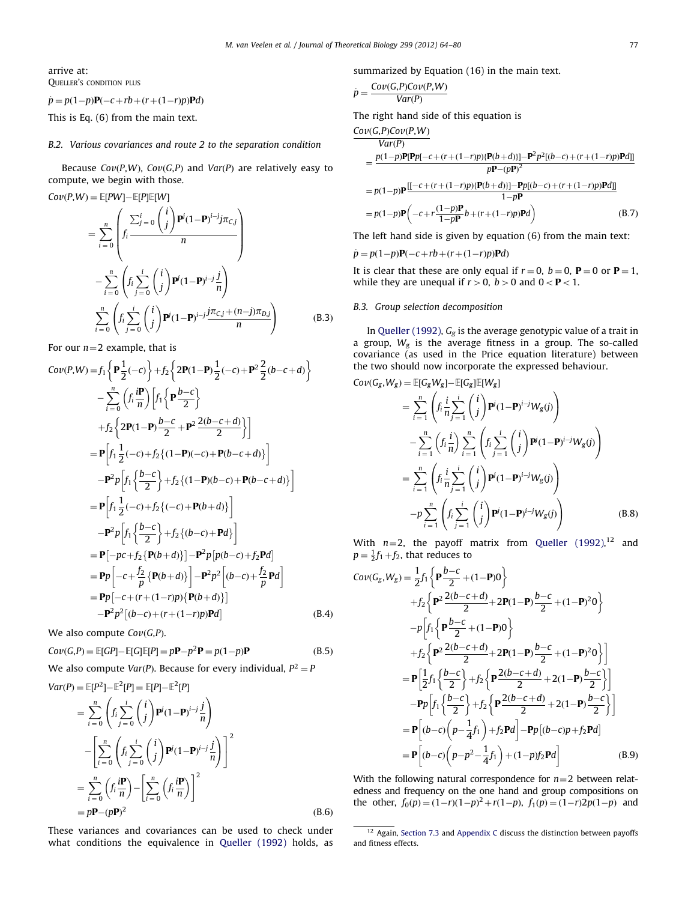arrive at:

QUELLER'S CONDITION PLUS

$$\dot{p} = p(1-p)\mathbf{P}(-c+rb+(r+(1-r)p)\mathbf{P}d)$$

This is Eq. (6) from the main text.

### B.2. Various covariances and route 2 to the separation condition

Because $Cov(P,W)$, $Cov(G,P)$ and $Var(P)$ are relatively easy to compute, we begin with those.

$$
\begin{aligned}
Cov(P,W) &= \mathbb{E}[PW]-\mathbb{E}[P]\mathbb{E}[W] \\
&= \sum_{i=0}^{n}\left(f_i \frac{\sum_{j=0}^{i}\binom{i}{j}\mathbf{P}^j(1-\mathbf{P})^{i-j}j\pi_{C,j}}{n}\right) \\
&\quad -\sum_{i=0}^{n}\left(f_i\sum_{j=0}^{i}\binom{i}{j}\mathbf{P}^j(1-\mathbf{P})^{i-j}\frac{j}{n}\right) \\
&\quad \sum_{i=0}^{n}\left(f_i\sum_{j=0}^{i}\binom{i}{j}\mathbf{P}^j(1-\mathbf{P})^{i-j}\frac{j\pi_{C,j}+(n-j)\pi_{D,j}}{n}\right)
\end{aligned}
\tag{B.3}
$$

For our $n=2$ example, that is

$$
\begin{aligned}
Cov(P,W) &= f_1\left\{\mathbf{P}\frac{1}{2}(-c)\right\}+f_2\left\{2\mathbf{P}(1-\mathbf{P})\frac{1}{2}(-c)+\mathbf{P}^2\frac{2}{2}(b-c+d)\right\} \\
&\quad -\sum_{i=0}^{n}\left(f_i\frac{i\mathbf{P}}{n}\right)\left[f_1\left\{\mathbf{P}\frac{b-c}{2}\right\}\right. \\
&\quad \left.+f_2\left\{2\mathbf{P}(1-\mathbf{P})\frac{b-c}{2}+\mathbf{P}^2\frac{2(b-c+d)}{2}\right\}\right] \\
&= \mathbf{P}\left[f_1\frac{1}{2}(-c)+f_2\{(1-\mathbf{P})(-c)+\mathbf{P}(b-c+d)\}\right] \\
&\quad -\mathbf{P}^2p\left[f_1\left\{\frac{b-c}{2}\right\}+f_2\{(1-\mathbf{P})(b-c)+\mathbf{P}(b-c+d)\}\right] \\
&= \mathbf{P}\left[f_1\frac{1}{2}(-c)+f_2\{(-c)+\mathbf{P}(b+d)\}\right] \\
&\quad -\mathbf{P}^2p\left[f_1\left\{\frac{b-c}{2}\right\}+f_2\{(b-c)+\mathbf{P}d\}\right] \\
&= \mathbf{P}\left[-pc+f_2\{\mathbf{P}(b+d)\}\right]-\mathbf{P}^2p\left[p(b-c)+f_2\mathbf{P}d\right] \\
&= \mathbf{P}p\left[-c+\frac{f_2}{p}\{\mathbf{P}(b+d)\}\right]-\mathbf{P}^2p^2\left[(b-c)+\frac{f_2}{p}\mathbf{P}d\right] \\
&= \mathbf{P}p\left[-c+(r+(1-r)p)\{\mathbf{P}(b+d)\}\right] \\
&\quad -\mathbf{P}^2p^2\left[(b-c)+(r+(1-r)p)\mathbf{P}d\right]
\end{aligned}
\tag{B.4}
$$

We also compute $Cov(G,P)$.

$$Cov(G,P) = \mathbb{E}[GP]-\mathbb{E}[G]\mathbb{E}[P] = p\mathbf{P}-p^2\mathbf{P} = p(1-p)\mathbf{P} \tag{B.5}$$

We also compute $Var(P)$. Because for every individual, $P^2 = P$

$$
\begin{aligned}
Var(P) &= \mathbb{E}[P^2]-\mathbb{E}^2[P] = \mathbb{E}[P]-\mathbb{E}^2[P] \\
&= \sum_{i=0}^{n}\left(f_i\sum_{j=0}^{i}\binom{i}{j}\mathbf{P}^j(1-\mathbf{P})^{i-j}\frac{j}{n}\right) \\
&\quad -\left[\sum_{i=0}^{n}\left(f_i\sum_{j=0}^{i}\binom{i}{j}\mathbf{P}^j(1-\mathbf{P})^{i-j}\frac{j}{n}\right)\right]^2 \\
&= \sum_{i=0}^{n}\left(f_i\frac{i\mathbf{P}}{n}\right)-\left[\sum_{i=0}^{n}\left(f_i\frac{i\mathbf{P}}{n}\right)\right]^2 \\
&= p\mathbf{P}-(p\mathbf{P})^2
\end{aligned}
\tag{B.6}
$$

These variances and covariances can be used to check under what conditions the equivalence in Queller (1992) holds, as summarized by Equation (16) in the main text.

$$\dot{p} = \frac{Cov(G,P)Cov(P,W)}{Var(P)}$$

The right hand side of this equation is

$$
\begin{aligned}
\frac{Cov(G,P)Cov(P,W)}{Var(P)} &= \frac{p(1-p)\mathbf{P}[\mathbf{P}p[-c+(r+(1-r)p)\{\mathbf{P}(b+d)\}]-\mathbf{P}^2p^2[(b-c)+(r+(1-r)p)\mathbf{P}d]]}{p\mathbf{P}-(p\mathbf{P})^2} \\
&= p(1-p)\mathbf{P}\frac{[[-c+(r+(1-r)p)\{\mathbf{P}(b+d)\}]-\mathbf{P}p[(b-c)+(r+(1-r)p)\mathbf{P}d]]}{1-p\mathbf{P}} \\
&= p(1-p)\mathbf{P}\left(-c+r\frac{(1-p)\mathbf{P}}{1-p\mathbf{P}}b+(r+(1-r)p)\mathbf{P}d\right)
\end{aligned}
\tag{B.7}
$$

The left hand side is given by equation (6) from the main text:

$$\dot{p} = p(1-p)\mathbf{P}(-c+rb+(r+(1-r)p)\mathbf{P}d)$$

It is clear that these are only equal if $r=0$, $b=0$, $\mathbf{P}=0$ or $\mathbf{P}=1$, while they are unequal if $r>0$, $b>0$ and $0<\mathbf{P}<1$.

### B.3. Group selection decomposition

In Queller (1992), $G_g$ is the average genotypic value of a trait in a group, $W_g$ is the average fitness in a group. The so-called covariance (as used in the Price equation literature) between the two should now incorporate the expressed behaviour.

$$
\begin{aligned}
Cov(G_g,W_g) &= \mathbb{E}[G_gW_g]-\mathbb{E}[G_g]\mathbb{E}[W_g] \\
&= \sum_{i=1}^{n}\left(f_i\frac{i}{n}\sum_{j=1}^{i}\binom{i}{j}\mathbf{P}^j(1-\mathbf{P})^{i-j}W_g(j)\right) \\
&\quad -\sum_{i=1}^{n}\left(f_i\frac{i}{n}\right)\sum_{i=1}^{n}\left(f_i\sum_{j=1}^{i}\binom{i}{j}\mathbf{P}^j(1-\mathbf{P})^{i-j}W_g(j)\right) \\
&= \sum_{i=1}^{n}\left(f_i\frac{i}{n}\sum_{j=1}^{i}\binom{i}{j}\mathbf{P}^j(1-\mathbf{P})^{i-j}W_g(j)\right) \\
&\quad -p\sum_{i=1}^{n}\left(f_i\sum_{j=1}^{i}\binom{i}{j}\mathbf{P}^j(1-\mathbf{P})^{i-j}W_g(j)\right)
\end{aligned}
\tag{B.8}
$$

With $n=2$, the payoff matrix from Queller (1992),[12] and $p=\frac{1}{2}f_1+f_2$, that reduces to

$$
\begin{aligned}
Cov(G_g,W_g) &= \frac{1}{2}f_1\left\{\mathbf{P}\frac{b-c}{2}+(1-\mathbf{P})0\right\} \\
&\quad +f_2\left\{\mathbf{P}^2\frac{2(b-c+d)}{2}+2\mathbf{P}(1-\mathbf{P})\frac{b-c}{2}+(1-\mathbf{P})^2 0\right\} \\
&\quad -p\left[f_1\left\{\mathbf{P}\frac{b-c}{2}+(1-\mathbf{P})0\right\}\right. \\
&\quad \left.+f_2\left\{\mathbf{P}^2\frac{2(b-c+d)}{2}+2\mathbf{P}(1-\mathbf{P})\frac{b-c}{2}+(1-\mathbf{P})^2 0\right\}\right] \\
&= \mathbf{P}\left[\frac{1}{2}f_1\left\{\frac{b-c}{2}\right\}+f_2\left\{\mathbf{P}\frac{2(b-c+d)}{2}+2(1-\mathbf{P})\frac{b-c}{2}\right\}\right] \\
&\quad -\mathbf{P}p\left[f_1\left\{\frac{b-c}{2}\right\}+f_2\left\{\mathbf{P}\frac{2(b-c+d)}{2}+2(1-\mathbf{P})\frac{b-c}{2}\right\}\right] \\
&= \mathbf{P}\left[(b-c)\left(p-\frac{1}{4}f_1\right)+f_2\mathbf{P}d\right]-\mathbf{P}p\left[(b-c)p+f_2\mathbf{P}d\right] \\
&= \mathbf{P}\left[(b-c)\left(p-p^2-\frac{1}{4}f_1\right)+(1-p)f_2\mathbf{P}d\right]
\end{aligned}
\tag{B.9}
$$

With the following natural correspondence for $n=2$ between relatedness and frequency on the one hand and group compositions on the other, $f_0(p)=(1-r)(1-p)^2+r(1-p)$, $f_1(p)=(1-r)2p(1-p)$ and

[12] Again, Section 7.3 and Appendix C discuss the distinction between payoffs and fitness effects.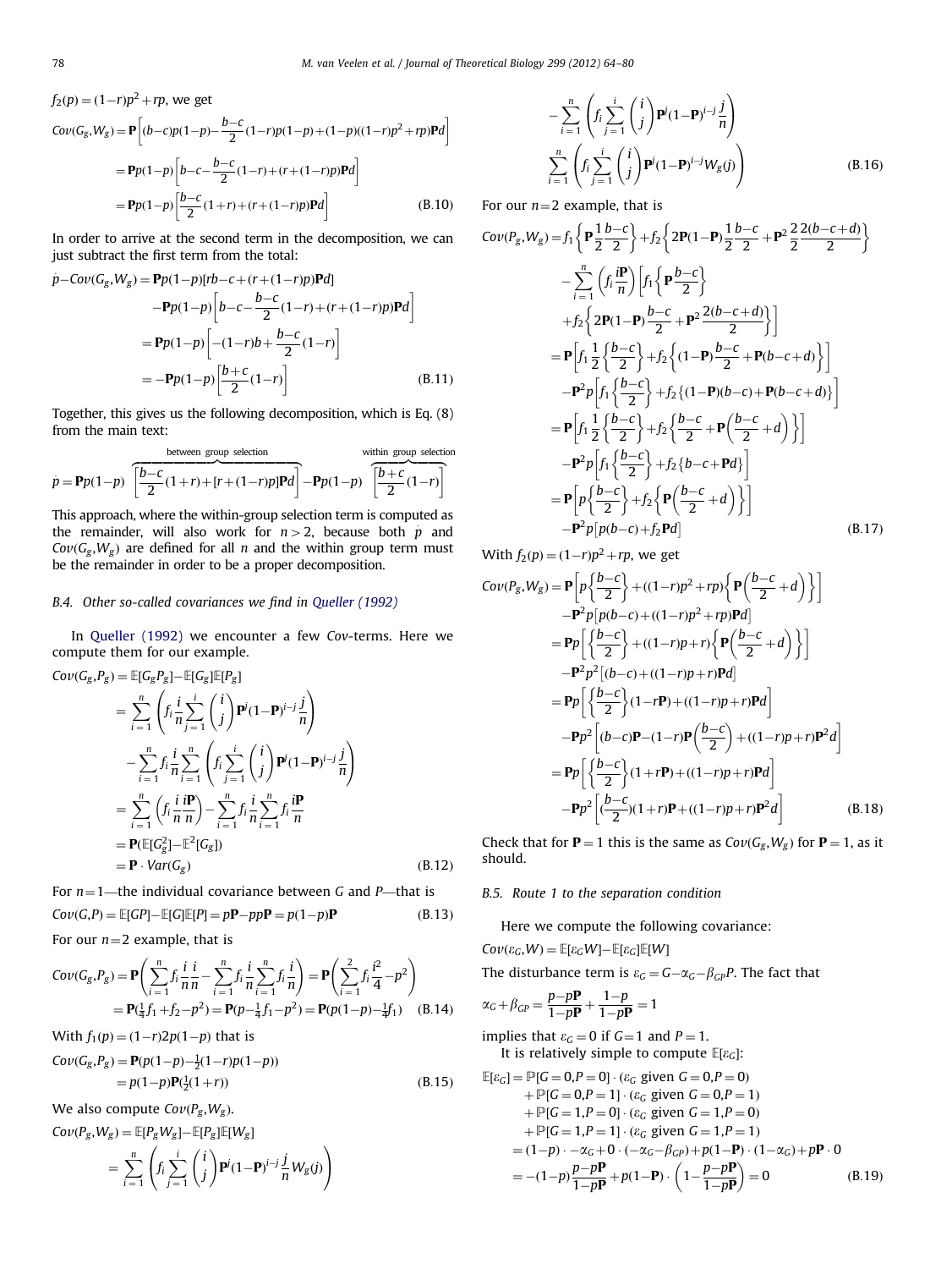$f_2(p) = (1-r)p^2 + rp$, we get

$$
\begin{aligned}
Cov(G_g, W_g) &= \mathbf{P}\left[(b-c)p(1-p) - \frac{b-c}{2}(1-r)p(1-p) + (1-p)((1-r)p^2 + rp)\mathbf{P}d\right] \\
&= \mathbf{P}p(1-p)\left[b-c-\frac{b-c}{2}(1-r) + (r+(1-r)p)\mathbf{P}d\right] \\
&= \mathbf{P}p(1-p)\left[\frac{b-c}{2}(1+r) + (r+(1-r)p)\mathbf{P}d\right] \qquad \text{(B.10)}
\end{aligned}
$$

In order to arrive at the second term in the decomposition, we can just subtract the first term from the total:

$$
\begin{aligned}
\dot{p} - Cov(G_g, W_g) &= \mathbf{P}p(1-p)[rb - c + (r+(1-r)p)\mathbf{P}d] \\
&\quad - \mathbf{P}p(1-p)\left[b-c-\frac{b-c}{2}(1-r) + (r+(1-r)p)\mathbf{P}d\right] \\
&= \mathbf{P}p(1-p)\left[-(1-r)b + \frac{b-c}{2}(1-r)\right] \\
&= -\mathbf{P}p(1-p)\left[\frac{b+c}{2}(1-r)\right] \qquad \text{(B.11)}
\end{aligned}
$$

Together, this gives us the following decomposition, which is Eq. (8) from the main text:

$$
\dot{p} = \mathbf{P}p(1-p)\overbrace{\left[\frac{b-c}{2}(1+r) + [r+(1-r)p]\mathbf{P}d\right]}^{\text{between group selection}} - \mathbf{P}p(1-p)\overbrace{\left[\frac{b+c}{2}(1-r)\right]}^{\text{within group selection}}
$$

This approach, where the within-group selection term is computed as the remainder, will also work for $n>2$, because both $\dot{p}$ and $Cov(G_g, W_g)$ are defined for all $n$ and the within group term must be the remainder in order to be a proper decomposition.

### B.4. Other so-called covariances we find in Queller (1992)

In Queller (1992) we encounter a few $Cov$-terms. Here we compute them for our example.

$$
\begin{aligned}
Cov(G_g, P_g) &= \mathbb{E}[G_g P_g] - \mathbb{E}[G_g]\mathbb{E}[P_g] \\
&= \sum_{i=1}^{n}\left(f_i \frac{i}{n}\sum_{j=1}^{i}\binom{i}{j}\mathbf{P}^j(1-\mathbf{P})^{i-j}\frac{j}{n}\right) \\
&\quad - \sum_{i=1}^{n} f_i \frac{i}{n}\sum_{i=1}^{n}\left(f_i \sum_{j=1}^{i}\binom{i}{j}\mathbf{P}^j(1-\mathbf{P})^{i-j}\frac{j}{n}\right) \\
&= \sum_{i=1}^{n}\left(f_i \frac{i}{n}\frac{i\mathbf{P}}{n}\right) - \sum_{i=1}^{n} f_i \frac{i}{n}\sum_{i=1}^{n} f_i \frac{i\mathbf{P}}{n} \\
&= \mathbf{P}(\mathbb{E}[G_g^2] - \mathbb{E}^2[G_g]) \\
&= \mathbf{P}\cdot Var(G_g) \qquad \text{(B.12)}
\end{aligned}
$$

For $n=1$—the individual covariance between $G$ and $P$—that is

$$
Cov(G,P) = \mathbb{E}[GP] - \mathbb{E}[G]\mathbb{E}[P] = p\mathbf{P} - pp\mathbf{P} = p(1-p)\mathbf{P} \qquad \text{(B.13)}
$$

For our $n=2$ example, that is

$$
\begin{aligned}
Cov(G_g, P_g) &= \mathbf{P}\left(\sum_{i=1}^{n} f_i \frac{i}{n}\frac{i}{n} - \sum_{i=1}^{n} f_i \frac{i}{n}\sum_{i=1}^{n} f_i \frac{i}{n}\right) = \mathbf{P}\left(\sum_{i=1}^{2} f_i \frac{i^2}{4} - p^2\right) \\
&= \mathbf{P}(\tfrac{1}{4}f_1 + f_2 - p^2) = \mathbf{P}(p - \tfrac{1}{4}f_1 - p^2) = \mathbf{P}(p(1-p) - \tfrac{1}{4}f_1) \qquad \text{(B.14)}
\end{aligned}
$$

With $f_1(p) = (1-r)2p(1-p)$ that is

$$
\begin{aligned}
Cov(G_g, P_g) &= \mathbf{P}(p(1-p) - \tfrac{1}{2}(1-r)p(1-p)) \\
&= p(1-p)\mathbf{P}(\tfrac{1}{2}(1+r)) \qquad \text{(B.15)}
\end{aligned}
$$

We also compute $Cov(P_g, W_g)$.

$$
\begin{aligned}
Cov(P_g, W_g) &= \mathbb{E}[P_g W_g] - \mathbb{E}[P_g]\mathbb{E}[W_g] \\
&= \sum_{i=1}^{n}\left(f_i \sum_{j=1}^{i}\binom{i}{j}\mathbf{P}^j(1-\mathbf{P})^{i-j}\frac{j}{n}W_g(j)\right) \\
&\quad - \sum_{i=1}^{n}\left(f_i \sum_{j=1}^{i}\binom{i}{j}\mathbf{P}^j(1-\mathbf{P})^{i-j}\frac{j}{n}\right) \\
&\quad \sum_{i=1}^{n}\left(f_i \sum_{j=1}^{i}\binom{i}{j}\mathbf{P}^j(1-\mathbf{P})^{i-j}W_g(j)\right) \qquad \text{(B.16)}
\end{aligned}
$$

For our $n=2$ example, that is

$$
\begin{aligned}
Cov(P_g, W_g) &= f_1\left\{\mathbf{P}\frac{1}{2}\frac{b-c}{2}\right\} + f_2\left\{2\mathbf{P}(1-\mathbf{P})\frac{1}{2}\frac{b-c}{2} + \mathbf{P}^2\frac{2}{2}\frac{2(b-c+d)}{2}\right\} \\
&\quad - \sum_{i=1}^{n}\left(f_i \frac{i\mathbf{P}}{n}\right)\left[f_1\left\{\mathbf{P}\frac{b-c}{2}\right\}\right. \\
&\quad \left. + f_2\left\{2\mathbf{P}(1-\mathbf{P})\frac{b-c}{2} + \mathbf{P}^2\frac{2(b-c+d)}{2}\right\}\right] \\
&= \mathbf{P}\left[f_1\frac{1}{2}\left\{\frac{b-c}{2}\right\} + f_2\left\{(1-\mathbf{P})\frac{b-c}{2} + \mathbf{P}(b-c+d)\right\}\right] \\
&\quad - \mathbf{P}^2 p\left[f_1\left\{\frac{b-c}{2}\right\} + f_2\{(1-\mathbf{P})(b-c) + \mathbf{P}(b-c+d)\}\right] \\
&= \mathbf{P}\left[f_1\frac{1}{2}\left\{\frac{b-c}{2}\right\} + f_2\left\{\frac{b-c}{2} + \mathbf{P}\left(\frac{b-c}{2} + d\right)\right\}\right] \\
&\quad - \mathbf{P}^2 p\left[f_1\left\{\frac{b-c}{2}\right\} + f_2\{b-c+\mathbf{P}d\}\right] \\
&= \mathbf{P}\left[p\left\{\frac{b-c}{2}\right\} + f_2\left\{\mathbf{P}\left(\frac{b-c}{2} + d\right)\right\}\right] \\
&\quad - \mathbf{P}^2 p[p(b-c) + f_2\mathbf{P}d] \qquad \text{(B.17)}
\end{aligned}
$$

With $f_2(p) = (1-r)p^2 + rp$, we get

$$
\begin{aligned}
Cov(P_g, W_g) &= \mathbf{P}\left[p\left\{\frac{b-c}{2}\right\} + ((1-r)p^2 + rp)\left\{\mathbf{P}\left(\frac{b-c}{2} + d\right)\right\}\right] \\
&\quad - \mathbf{P}^2 p[p(b-c) + ((1-r)p^2 + rp)\mathbf{P}d] \\
&= \mathbf{P}p\left[\left\{\frac{b-c}{2}\right\} + ((1-r)p + r)\left\{\mathbf{P}\left(\frac{b-c}{2} + d\right)\right\}\right] \\
&\quad - \mathbf{P}^2 p^2[(b-c) + ((1-r)p + r)\mathbf{P}d] \\
&= \mathbf{P}p\left[\left\{\frac{b-c}{2}\right\}(1 - r\mathbf{P}) + ((1-r)p + r)\mathbf{P}d\right] \\
&\quad - \mathbf{P}p^2\left[(b-c)\mathbf{P} - (1-r)\mathbf{P}\left(\frac{b-c}{2}\right) + ((1-r)p + r)\mathbf{P}^2 d\right] \\
&= \mathbf{P}p\left[\left\{\frac{b-c}{2}\right\}(1 + r\mathbf{P}) + ((1-r)p + r)\mathbf{P}d\right] \\
&\quad - \mathbf{P}p^2\left[(\frac{b-c}{2})(1+r)\mathbf{P} + ((1-r)p + r)\mathbf{P}^2 d\right] \qquad \text{(B.18)}
\end{aligned}
$$

Check that for $\mathbf{P}=1$ this is the same as $Cov(G_g, W_g)$ for $\mathbf{P}=1$, as it should.

### B.5. Route 1 to the separation condition

Here we compute the following covariance:

$$
Cov(\varepsilon_G, W) = \mathbb{E}[\varepsilon_G W] - \mathbb{E}[\varepsilon_G]\mathbb{E}[W]
$$

The disturbance term is $\varepsilon_G = G - \alpha_G - \beta_{GP}P$. The fact that

$$
\alpha_G + \beta_{GP} = \frac{p - p\mathbf{P}}{1 - p\mathbf{P}} + \frac{1-p}{1-p\mathbf{P}} = 1
$$

implies that $\varepsilon_G = 0$ if $G=1$ and $P=1$.

It is relatively simple to compute $\mathbb{E}[\varepsilon_G]$:

$$
\begin{aligned}
\mathbb{E}[\varepsilon_G] &= \mathbb{P}[G=0, P=0]\cdot(\varepsilon_G \text{ given } G=0, P=0) \\
&\quad + \mathbb{P}[G=0, P=1]\cdot(\varepsilon_G \text{ given } G=0, P=1) \\
&\quad + \mathbb{P}[G=1, P=0]\cdot(\varepsilon_G \text{ given } G=1, P=0) \\
&\quad + \mathbb{P}[G=1, P=1]\cdot(\varepsilon_G \text{ given } G=1, P=1) \\
&= (1-p)\cdot -\alpha_G + 0\cdot(-\alpha_G - \beta_{GP}) + p(1-\mathbf{P})\cdot(1-\alpha_G) + p\mathbf{P}\cdot 0 \\
&= -(1-p)\frac{p - p\mathbf{P}}{1 - p\mathbf{P}} + p(1-\mathbf{P})\cdot\left(1 - \frac{p - p\mathbf{P}}{1 - p\mathbf{P}}\right) = 0 \qquad \text{(B.19)}
\end{aligned}
$$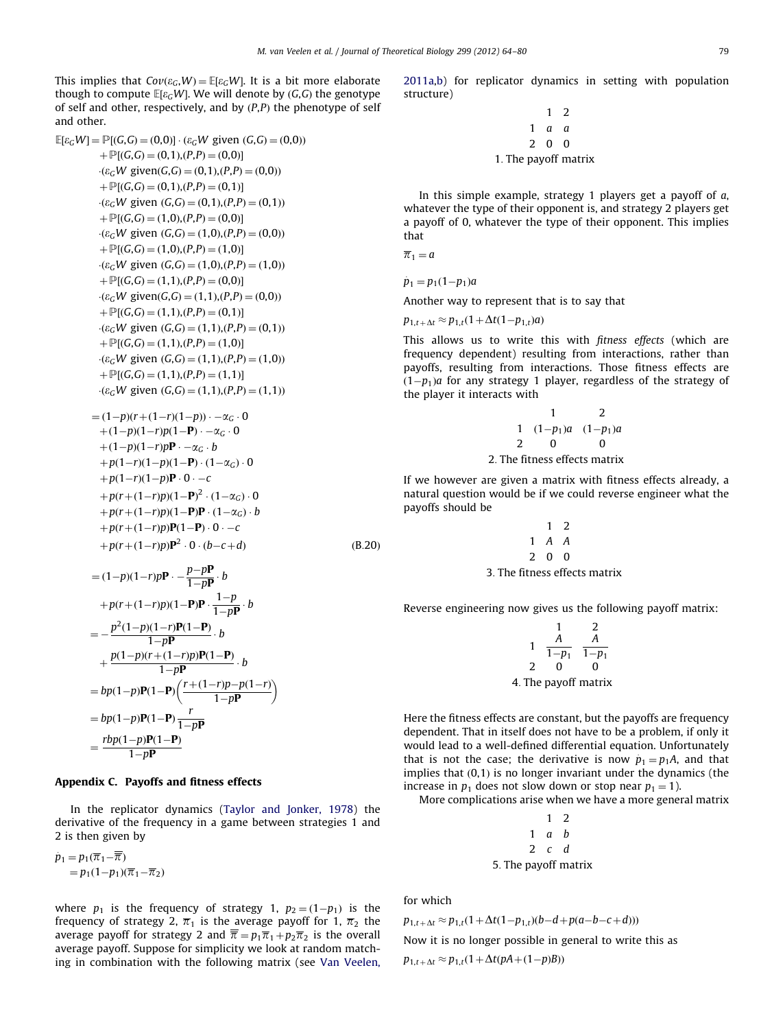This implies that $Cov(\varepsilon_G, W) = \mathbb{E}[\varepsilon_G W]$. It is a bit more elaborate though to compute $\mathbb{E}[\varepsilon_G W]$. We will denote by $(G,G)$ the genotype of self and other, respectively, and by $(P,P)$ the phenotype of self and other.

$$
\begin{aligned}
\mathbb{E}[\varepsilon_G W] = & \ \mathbb{P}[(G,G)=(0,0)] \cdot (\varepsilon_G W \text{ given } (G,G)=(0,0)) \\
& + \mathbb{P}[(G,G)=(0,1),(P,P)=(0,0)] \\
& \cdot (\varepsilon_G W \text{ given} (G,G)=(0,1),(P,P)=(0,0)) \\
& + \mathbb{P}[(G,G)=(0,1),(P,P)=(0,1)] \\
& \cdot (\varepsilon_G W \text{ given } (G,G)=(0,1),(P,P)=(0,1)) \\
& + \mathbb{P}[(G,G)=(1,0),(P,P)=(0,0)] \\
& \cdot (\varepsilon_G W \text{ given } (G,G)=(1,0),(P,P)=(0,0)) \\
& + \mathbb{P}[(G,G)=(1,0),(P,P)=(1,0)] \\
& \cdot (\varepsilon_G W \text{ given } (G,G)=(1,0),(P,P)=(1,0)) \\
& + \mathbb{P}[(G,G)=(1,1),(P,P)=(0,0)] \\
& \cdot (\varepsilon_G W \text{ given} (G,G)=(1,1),(P,P)=(0,0)) \\
& + \mathbb{P}[(G,G)=(1,1),(P,P)=(0,1)] \\
& \cdot (\varepsilon_G W \text{ given } (G,G)=(1,1),(P,P)=(0,1)) \\
& + \mathbb{P}[(G,G)=(1,1),(P,P)=(1,0)] \\
& \cdot (\varepsilon_G W \text{ given } (G,G)=(1,1),(P,P)=(1,0)) \\
& + \mathbb{P}[(G,G)=(1,1),(P,P)=(1,1)] \\
& \cdot (\varepsilon_G W \text{ given } (G,G)=(1,1),(P,P)=(1,1))
\end{aligned}
$$

$$
\begin{aligned}
= & \ (1-p)(r+(1-r)(1-p)) \cdot -\alpha_G \cdot 0 \\
& + (1-p)(1-r)p(1-\mathbf{P}) \cdot -\alpha_G \cdot 0 \\
& + (1-p)(1-r)p\mathbf{P} \cdot -\alpha_G \cdot b \\
& + p(1-r)(1-p)(1-\mathbf{P}) \cdot (1-\alpha_G) \cdot 0 \\
& + p(1-r)(1-p)\mathbf{P} \cdot 0 \cdot -c \\
& + p(r+(1-r)p)(1-\mathbf{P})^2 \cdot (1-\alpha_G) \cdot 0 \\
& + p(r+(1-r)p)(1-\mathbf{P})\mathbf{P} \cdot (1-\alpha_G) \cdot b \\
& + p(r+(1-r)p)\mathbf{P}(1-\mathbf{P}) \cdot 0 \cdot -c \\
& + p(r+(1-r)p)\mathbf{P}^2 \cdot 0 \cdot (b-c+d)
\end{aligned} \tag{B.20}
$$

$$
\begin{aligned}
= & \ (1-p)(1-r)p\mathbf{P} \cdot -\frac{p-p\mathbf{P}}{1-p\mathbf{P}} \cdot b \\
& + p(r+(1-r)p)(1-\mathbf{P})\mathbf{P} \cdot \frac{1-p}{1-p\mathbf{P}} \cdot b \\
= & -\frac{p^2(1-p)(1-r)\mathbf{P}(1-\mathbf{P})}{1-p\mathbf{P}} \cdot b \\
& + \frac{p(1-p)(r+(1-r)p)\mathbf{P}(1-\mathbf{P})}{1-p\mathbf{P}} \cdot b \\
= & \ bp(1-p)\mathbf{P}(1-\mathbf{P})\left(\frac{r+(1-r)p-p(1-r)}{1-p\mathbf{P}}\right) \\
= & \ bp(1-p)\mathbf{P}(1-\mathbf{P})\frac{r}{1-p\mathbf{P}} \\
= & \ \frac{rbp(1-p)\mathbf{P}(1-\mathbf{P})}{1-p\mathbf{P}}
\end{aligned}
$$

## Appendix C. Payoffs and fitness effects

In the replicator dynamics (Taylor and Jonker, 1978) the derivative of the frequency in a game between strategies 1 and 2 is then given by

$$
\begin{aligned}
\dot{p}_1 &= p_1(\overline{\pi}_1 - \overline{\overline{\pi}}) \\
&= p_1(1-p_1)(\overline{\pi}_1 - \overline{\pi}_2)
\end{aligned}
$$

where $p_1$ is the frequency of strategy 1, $p_2 = (1-p_1)$ is the frequency of strategy 2, $\overline{\pi}_1$ is the average payoff for 1, $\overline{\pi}_2$ the average payoff for strategy 2 and $\overline{\overline{\pi}} = p_1\overline{\pi}_1 + p_2\overline{\pi}_2$ is the overall average payoff. Suppose for simplicity we look at random matching in combination with the following matrix (see Van Veelen, 2011a,b) for replicator dynamics in setting with population structure)

| | 1 | 2 |
|---|---|---|
| 1 | $a$ | $a$ |
| 2 | 0 | 0 |

1. The payoff matrix

In this simple example, strategy 1 players get a payoff of $a$, whatever the type of their opponent is, and strategy 2 players get a payoff of 0, whatever the type of their opponent. This implies that

$$\overline{\pi}_1 = a$$

$$\dot{p}_1 = p_1(1-p_1)a$$

Another way to represent that is to say that

$$p_{1,t+\Delta t} \approx p_{1,t}(1+\Delta t(1-p_{1,t})a)$$

This allows us to write this with *fitness effects* (which are frequency dependent) resulting from interactions, rather than payoffs, resulting from interactions. Those fitness effects are $(1-p_1)a$ for any strategy 1 player, regardless of the strategy of the player it interacts with

| | 1 | 2 |
|---|---|---|
| 1 | $(1-p_1)a$ | $(1-p_1)a$ |
| 2 | 0 | 0 |

2. The fitness effects matrix

If we however are given a matrix with fitness effects already, a natural question would be if we could reverse engineer what the payoffs should be

| | 1 | 2 |
|---|---|---|
| 1 | $A$ | $A$ |
| 2 | 0 | 0 |

3. The fitness effects matrix

Reverse engineering now gives us the following payoff matrix:

| | 1 | 2 |
|---|---|---|
| 1 | $\frac{A}{1-p_1}$ | $\frac{A}{1-p_1}$ |
| 2 | 0 | 0 |

4. The payoff matrix

Here the fitness effects are constant, but the payoffs are frequency dependent. That in itself does not have to be a problem, if only it would lead to a well-defined differential equation. Unfortunately that is not the case; the derivative is now $\dot{p}_1 = p_1 A$, and that implies that $(0,1)$ is no longer invariant under the dynamics (the increase in $p_1$ does not slow down or stop near $p_1 = 1$).

More complications arise when we have a more general matrix

| | 1 | 2 |
|---|---|---|
| 1 | $a$ | $b$ |
| 2 | $c$ | $d$ |

5. The payoff matrix

for which

$$p_{1,t+\Delta t} \approx p_{1,t}(1+\Delta t(1-p_{1,t})(b-d+p(a-b-c+d)))$$

Now it is no longer possible in general to write this as

$$p_{1,t+\Delta t} \approx p_{1,t}(1+\Delta t(pA+(1-p)B))$$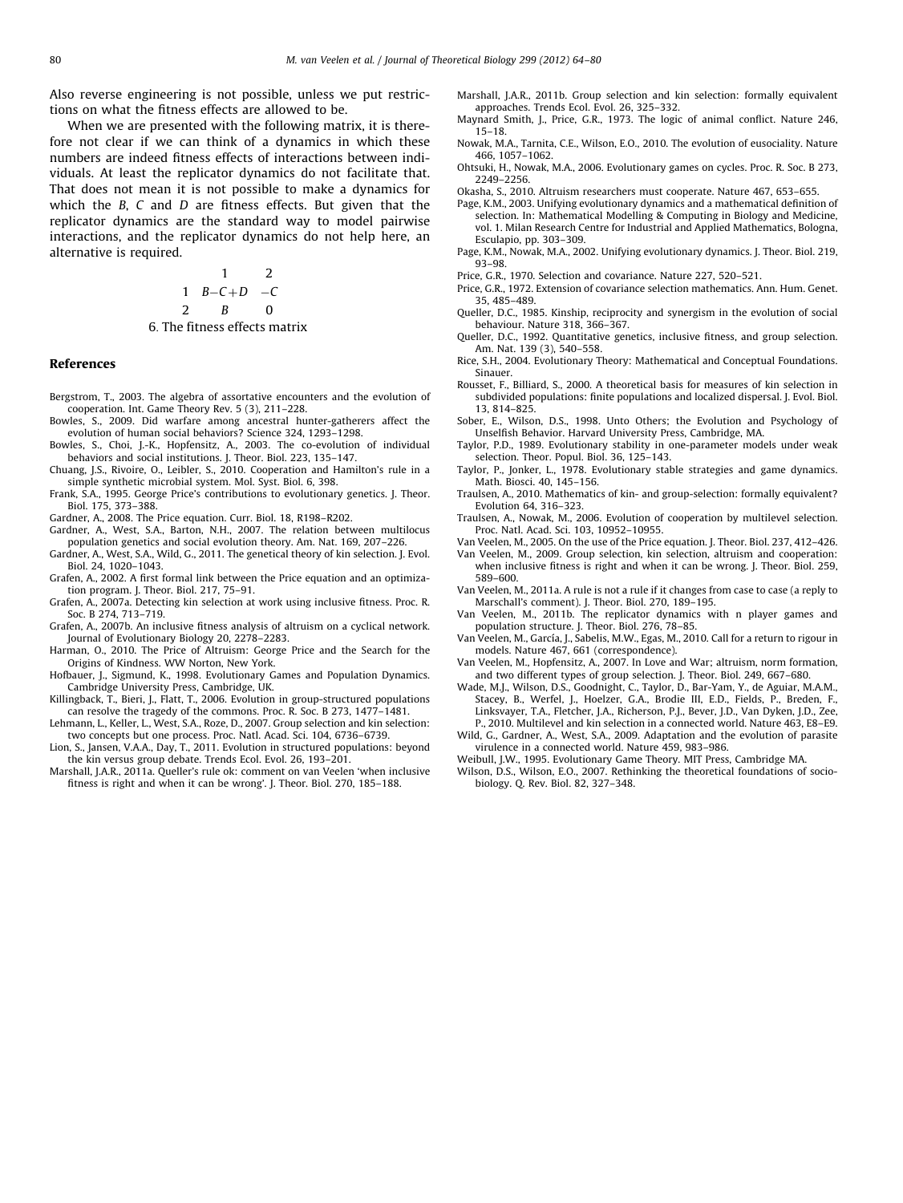Also reverse engineering is not possible, unless we put restrictions on what the fitness effects are allowed to be.

When we are presented with the following matrix, it is therefore not clear if we can think of a dynamics in which these numbers are indeed fitness effects of interactions between individuals. At least the replicator dynamics do not facilitate that. That does not mean it is not possible to make a dynamics for which the $B$, $C$ and $D$ are fitness effects. But given that the replicator dynamics are the standard way to model pairwise interactions, and the replicator dynamics do not help here, an alternative is required.

| | 1 | 2 |
|---|---|---|
| 1 | $B-C+D$ | $-C$ |
| 2 | $B$ | 0 |

6. The fitness effects matrix

## References

Bergstrom, T., 2003. The algebra of assortative encounters and the evolution of cooperation. Int. Game Theory Rev. 5 (3), 211–228.

Bowles, S., 2009. Did warfare among ancestral hunter-gatherers affect the evolution of human social behaviors? Science 324, 1293–1298.

Bowles, S., Choi, J.-K., Hopfensitz, A., 2003. The co-evolution of individual behaviors and social institutions. J. Theor. Biol. 223, 135–147.

Chuang, J.S., Rivoire, O., Leibler, S., 2010. Cooperation and Hamilton's rule in a simple synthetic microbial system. Mol. Syst. Biol. 6, 398.

Frank, S.A., 1995. George Price's contributions to evolutionary genetics. J. Theor. Biol. 175, 373–388.

Gardner, A., 2008. The Price equation. Curr. Biol. 18, R198–R202.

Gardner, A., West, S.A., Barton, N.H., 2007. The relation between multilocus population genetics and social evolution theory. Am. Nat. 169, 207–226.

Gardner, A., West, S.A., Wild, G., 2011. The genetical theory of kin selection. J. Evol. Biol. 24, 1020–1043.

Grafen, A., 2002. A first formal link between the Price equation and an optimization program. J. Theor. Biol. 217, 75–91.

Grafen, A., 2007a. Detecting kin selection at work using inclusive fitness. Proc. R. Soc. B 274, 713–719.

Grafen, A., 2007b. An inclusive fitness analysis of altruism on a cyclical network. Journal of Evolutionary Biology 20, 2278–2283.

Harman, O., 2010. The Price of Altruism: George Price and the Search for the Origins of Kindness. WW Norton, New York.

Hofbauer, J., Sigmund, K., 1998. Evolutionary Games and Population Dynamics. Cambridge University Press, Cambridge, UK.

Killingback, T., Bieri, J., Flatt, T., 2006. Evolution in group-structured populations can resolve the tragedy of the commons. Proc. R. Soc. B 273, 1477–1481.

Lehmann, L., Keller, L., West, S.A., Roze, D., 2007. Group selection and kin selection: two concepts but one process. Proc. Natl. Acad. Sci. 104, 6736–6739.

Lion, S., Jansen, V.A.A., Day, T., 2011. Evolution in structured populations: beyond the kin versus group debate. Trends Ecol. Evol. 26, 193–201.

Marshall, J.A.R., 2011a. Queller's rule ok: comment on van Veelen 'when inclusive fitness is right and when it can be wrong'. J. Theor. Biol. 270, 185–188.

Marshall, J.A.R., 2011b. Group selection and kin selection: formally equivalent approaches. Trends Ecol. Evol. 26, 325–332.

Maynard Smith, J., Price, G.R., 1973. The logic of animal conflict. Nature 246, 15–18.

Nowak, M.A., Tarnita, C.E., Wilson, E.O., 2010. The evolution of eusociality. Nature 466, 1057–1062.

Ohtsuki, H., Nowak, M.A., 2006. Evolutionary games on cycles. Proc. R. Soc. B 273, 2249–2256.

Okasha, S., 2010. Altruism researchers must cooperate. Nature 467, 653–655.

Page, K.M., 2003. Unifying evolutionary dynamics and a mathematical definition of selection. In: Mathematical Modelling & Computing in Biology and Medicine, vol. 1. Milan Research Centre for Industrial and Applied Mathematics, Bologna, Esculapio, pp. 303–309.

Page, K.M., Nowak, M.A., 2002. Unifying evolutionary dynamics. J. Theor. Biol. 219, 93–98.

Price, G.R., 1970. Selection and covariance. Nature 227, 520–521.

Price, G.R., 1972. Extension of covariance selection mathematics. Ann. Hum. Genet. 35, 485–489.

Queller, D.C., 1985. Kinship, reciprocity and synergism in the evolution of social behaviour. Nature 318, 366–367.

Queller, D.C., 1992. Quantitative genetics, inclusive fitness, and group selection. Am. Nat. 139 (3), 540–558.

Rice, S.H., 2004. Evolutionary Theory: Mathematical and Conceptual Foundations. Sinauer.

Rousset, F., Billiard, S., 2000. A theoretical basis for measures of kin selection in subdivided populations: finite populations and localized dispersal. J. Evol. Biol. 13, 814–825.

Sober, E., Wilson, D.S., 1998. Unto Others; the Evolution and Psychology of Unselfish Behavior. Harvard University Press, Cambridge, MA.

Taylor, P.D., 1989. Evolutionary stability in one-parameter models under weak selection. Theor. Popul. Biol. 36, 125–143.

Taylor, P., Jonker, L., 1978. Evolutionary stable strategies and game dynamics. Math. Biosci. 40, 145–156.

Traulsen, A., 2010. Mathematics of kin- and group-selection: formally equivalent? Evolution 64, 316–323.

Traulsen, A., Nowak, M., 2006. Evolution of cooperation by multilevel selection. Proc. Natl. Acad. Sci. 103, 10952–10955.

Van Veelen, M., 2005. On the use of the Price equation. J. Theor. Biol. 237, 412–426.

Van Veelen, M., 2009. Group selection, kin selection, altruism and cooperation: when inclusive fitness is right and when it can be wrong. J. Theor. Biol. 259, 589–600.

Van Veelen, M., 2011a. A rule is not a rule if it changes from case to case (a reply to Marschall's comment). J. Theor. Biol. 270, 189–195.

Van Veelen, M., 2011b. The replicator dynamics with n player games and population structure. J. Theor. Biol. 276, 78–85.

Van Veelen, M., García, J., Sabelis, M.W., Egas, M., 2010. Call for a return to rigour in models. Nature 467, 661 (correspondence).

Van Veelen, M., Hopfensitz, A., 2007. In Love and War; altruism, norm formation, and two different types of group selection. J. Theor. Biol. 249, 667–680.

Wade, M.J., Wilson, D.S., Goodnight, C., Taylor, D., Bar-Yam, Y., de Aguiar, M.A.M., Stacey, B., Werfel, J., Hoelzer, G.A., Brodie III, E.D., Fields, P., Breden, F., Linksvayer, T.A., Fletcher, J.A., Richerson, P.J., Bever, J.D., Van Dyken, J.D., Zee, P., 2010. Multilevel and kin selection in a connected world. Nature 463, E8–E9.

Wild, G., Gardner, A., West, S.A., 2009. Adaptation and the evolution of parasite virulence in a connected world. Nature 459, 983–986.

Weibull, J.W., 1995. Evolutionary Game Theory. MIT Press, Cambridge MA.

Wilson, D.S., Wilson, E.O., 2007. Rethinking the theoretical foundations of sociobiology. Q. Rev. Biol. 82, 327–348.